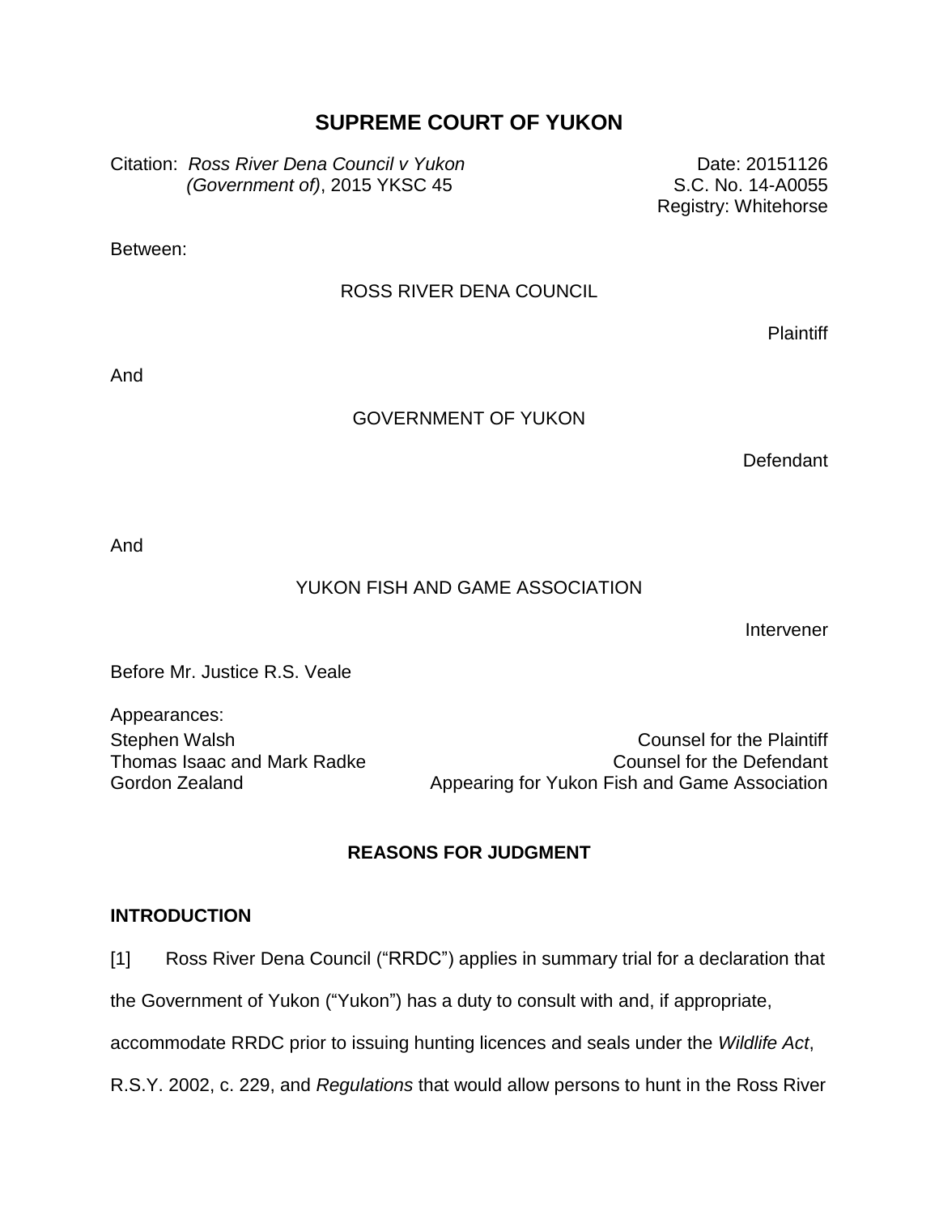# SUPREME COURT OF YUKON

Citation: *Ross River Dena Council v Yukon (Government of)*, 2015 YKSC 45

Date: 20151126
S.C. No. 14-A0055
Registry: Whitehorse

Between:

ROSS RIVER DENA COUNCIL

Plaintiff

And

GOVERNMENT OF YUKON

Defendant

And

YUKON FISH AND GAME ASSOCIATION

Intervener

Before Mr. Justice R.S. Veale

Appearances:

| | |
|---|---|
| Stephen Walsh | Counsel for the Plaintiff |
| Thomas Isaac and Mark Radke | Counsel for the Defendant |
| Gordon Zealand | Appearing for Yukon Fish and Game Association |

## REASONS FOR JUDGMENT

### INTRODUCTION

[1] Ross River Dena Council ("RRDC") applies in summary trial for a declaration that the Government of Yukon ("Yukon") has a duty to consult with and, if appropriate, accommodate RRDC prior to issuing hunting licences and seals under the *Wildlife Act*, R.S.Y. 2002, c. 229, and *Regulations* that would allow persons to hunt in the Ross River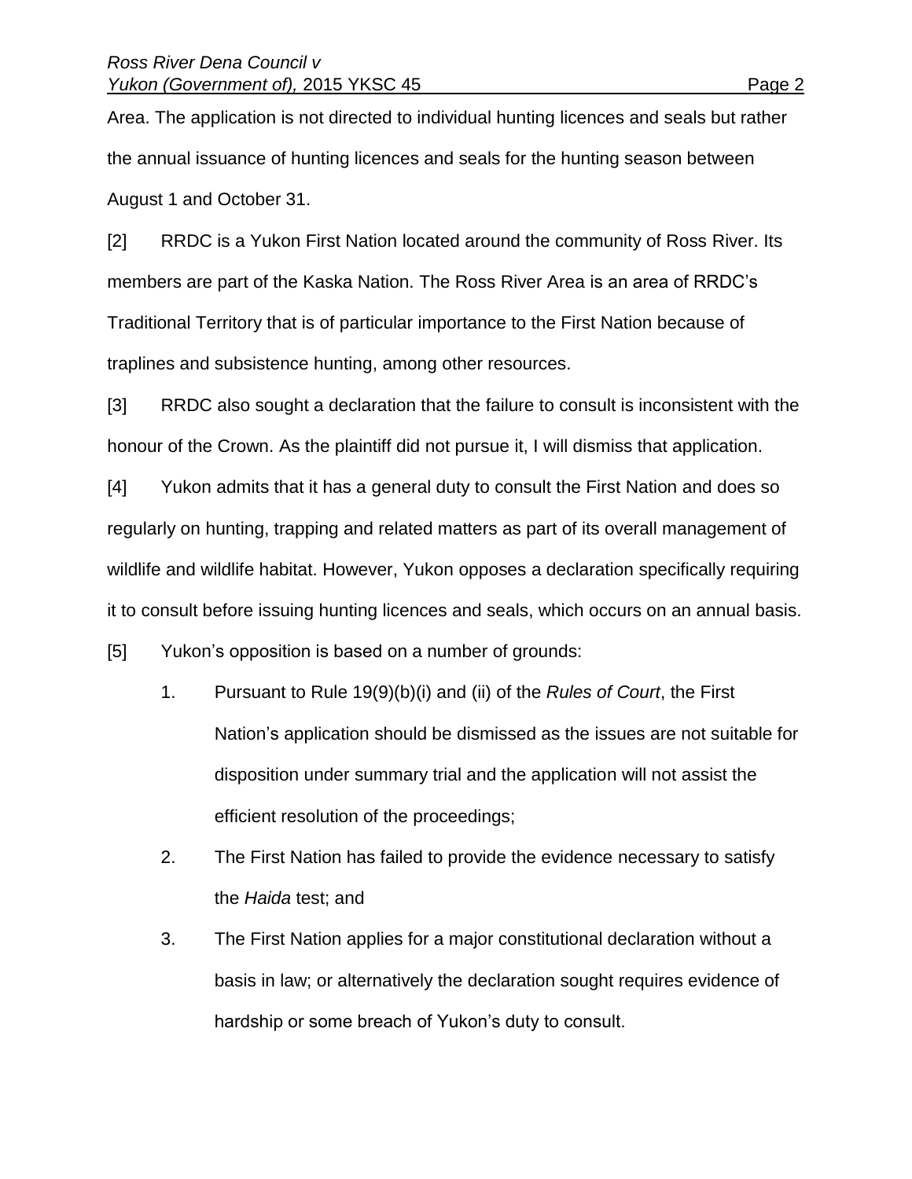Area. The application is not directed to individual hunting licences and seals but rather the annual issuance of hunting licences and seals for the hunting season between August 1 and October 31.

[2] RRDC is a Yukon First Nation located around the community of Ross River. Its members are part of the Kaska Nation. The Ross River Area is an area of RRDC's Traditional Territory that is of particular importance to the First Nation because of traplines and subsistence hunting, among other resources.

[3] RRDC also sought a declaration that the failure to consult is inconsistent with the honour of the Crown. As the plaintiff did not pursue it, I will dismiss that application.

[4] Yukon admits that it has a general duty to consult the First Nation and does so regularly on hunting, trapping and related matters as part of its overall management of wildlife and wildlife habitat. However, Yukon opposes a declaration specifically requiring it to consult before issuing hunting licences and seals, which occurs on an annual basis.

[5] Yukon's opposition is based on a number of grounds:

1. Pursuant to Rule 19(9)(b)(i) and (ii) of the *Rules of Court*, the First Nation's application should be dismissed as the issues are not suitable for disposition under summary trial and the application will not assist the efficient resolution of the proceedings;
2. The First Nation has failed to provide the evidence necessary to satisfy the *Haida* test; and
3. The First Nation applies for a major constitutional declaration without a basis in law; or alternatively the declaration sought requires evidence of hardship or some breach of Yukon's duty to consult.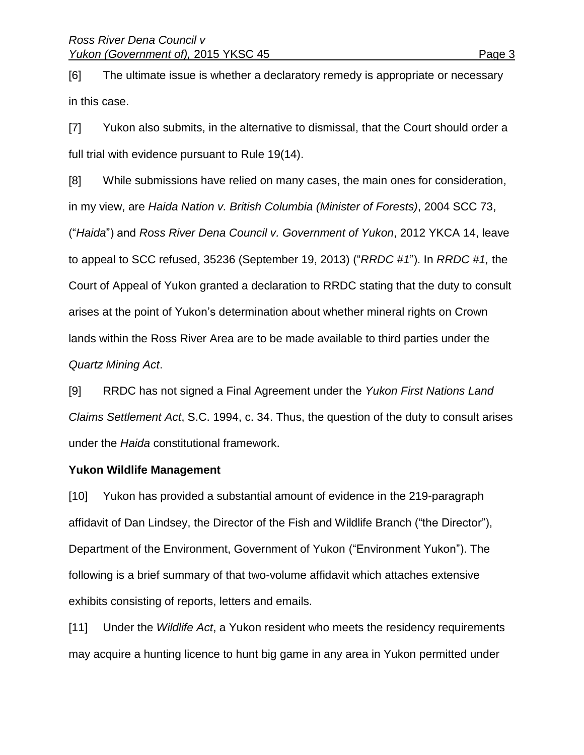[6] The ultimate issue is whether a declaratory remedy is appropriate or necessary in this case.

[7] Yukon also submits, in the alternative to dismissal, that the Court should order a full trial with evidence pursuant to Rule 19(14).

[8] While submissions have relied on many cases, the main ones for consideration, in my view, are *Haida Nation v. British Columbia (Minister of Forests)*, 2004 SCC 73, ("*Haida*") and *Ross River Dena Council v. Government of Yukon*, 2012 YKCA 14, leave to appeal to SCC refused, 35236 (September 19, 2013) ("*RRDC #1*"). In *RRDC #1,* the Court of Appeal of Yukon granted a declaration to RRDC stating that the duty to consult arises at the point of Yukon's determination about whether mineral rights on Crown lands within the Ross River Area are to be made available to third parties under the *Quartz Mining Act*.

[9] RRDC has not signed a Final Agreement under the *Yukon First Nations Land Claims Settlement Act*, S.C. 1994, c. 34. Thus, the question of the duty to consult arises under the *Haida* constitutional framework.

**Yukon Wildlife Management**

[10] Yukon has provided a substantial amount of evidence in the 219-paragraph affidavit of Dan Lindsey, the Director of the Fish and Wildlife Branch ("the Director"), Department of the Environment, Government of Yukon ("Environment Yukon"). The following is a brief summary of that two-volume affidavit which attaches extensive exhibits consisting of reports, letters and emails.

[11] Under the *Wildlife Act*, a Yukon resident who meets the residency requirements may acquire a hunting licence to hunt big game in any area in Yukon permitted under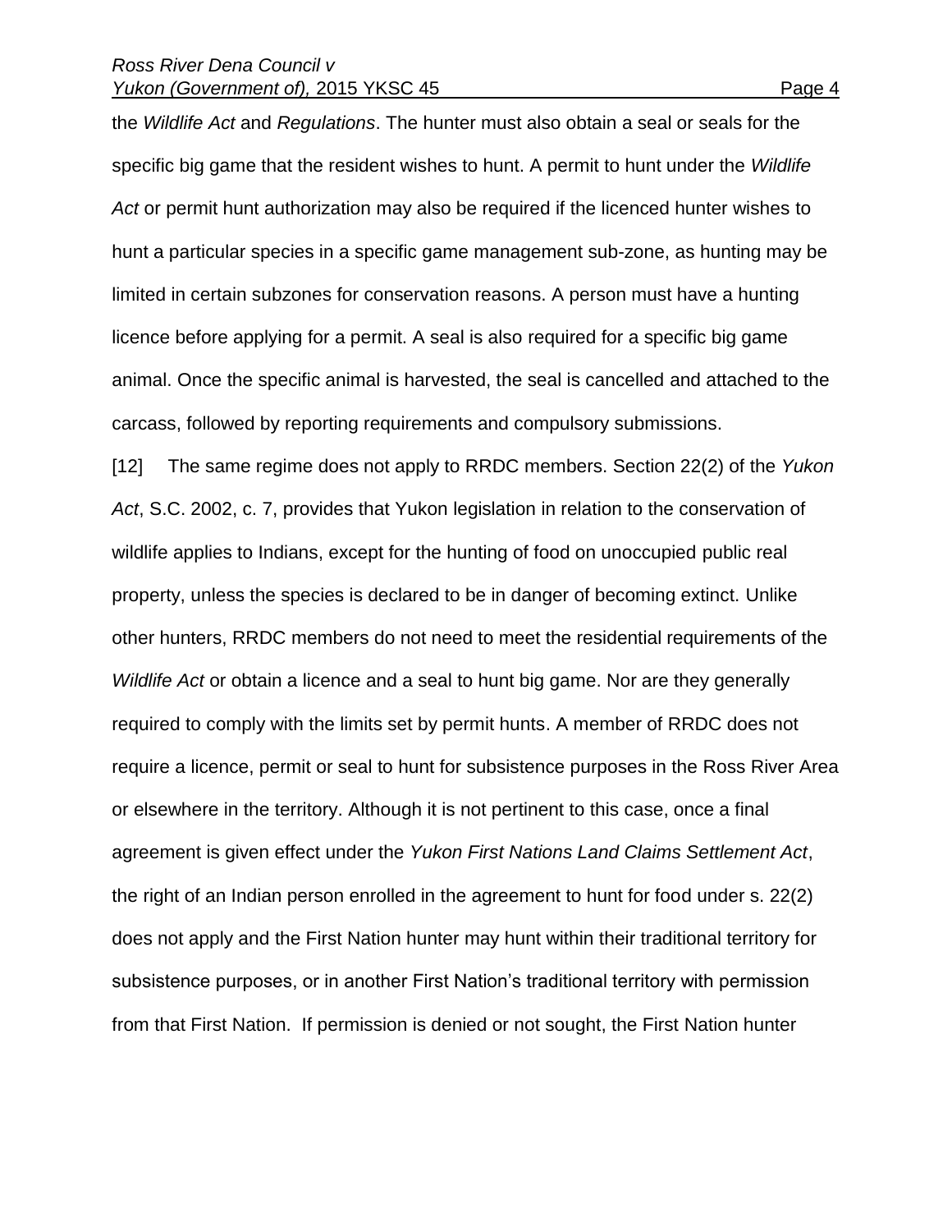the *Wildlife Act* and *Regulations*. The hunter must also obtain a seal or seals for the specific big game that the resident wishes to hunt. A permit to hunt under the *Wildlife Act* or permit hunt authorization may also be required if the licenced hunter wishes to hunt a particular species in a specific game management sub-zone, as hunting may be limited in certain subzones for conservation reasons. A person must have a hunting licence before applying for a permit. A seal is also required for a specific big game animal. Once the specific animal is harvested, the seal is cancelled and attached to the carcass, followed by reporting requirements and compulsory submissions.

[12] The same regime does not apply to RRDC members. Section 22(2) of the *Yukon Act*, S.C. 2002, c. 7, provides that Yukon legislation in relation to the conservation of wildlife applies to Indians, except for the hunting of food on unoccupied public real property, unless the species is declared to be in danger of becoming extinct. Unlike other hunters, RRDC members do not need to meet the residential requirements of the *Wildlife Act* or obtain a licence and a seal to hunt big game. Nor are they generally required to comply with the limits set by permit hunts. A member of RRDC does not require a licence, permit or seal to hunt for subsistence purposes in the Ross River Area or elsewhere in the territory. Although it is not pertinent to this case, once a final agreement is given effect under the *Yukon First Nations Land Claims Settlement Act*, the right of an Indian person enrolled in the agreement to hunt for food under s. 22(2) does not apply and the First Nation hunter may hunt within their traditional territory for subsistence purposes, or in another First Nation's traditional territory with permission from that First Nation. If permission is denied or not sought, the First Nation hunter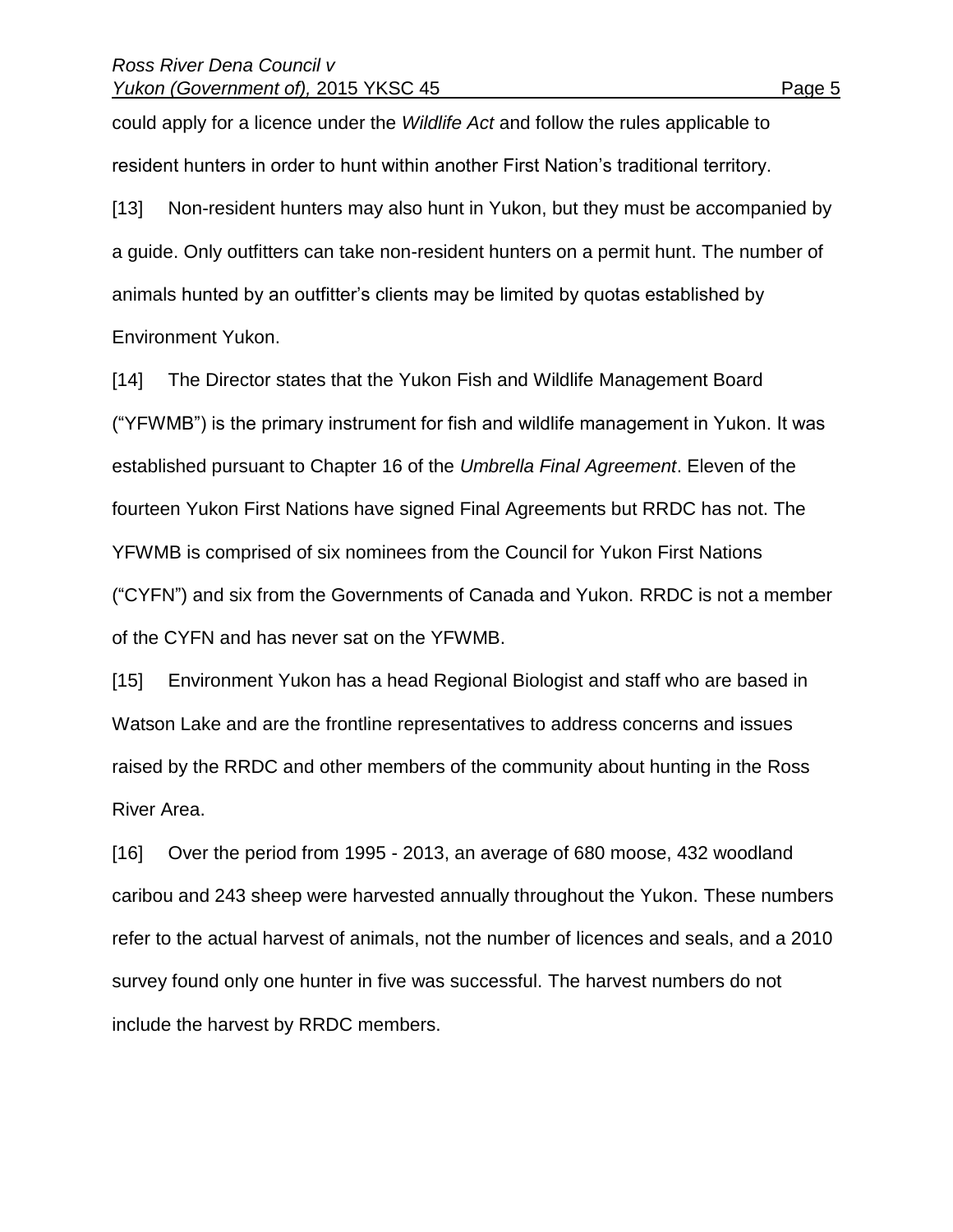could apply for a licence under the *Wildlife Act* and follow the rules applicable to resident hunters in order to hunt within another First Nation's traditional territory.

[13] Non-resident hunters may also hunt in Yukon, but they must be accompanied by a guide. Only outfitters can take non-resident hunters on a permit hunt. The number of animals hunted by an outfitter's clients may be limited by quotas established by Environment Yukon.

[14] The Director states that the Yukon Fish and Wildlife Management Board ("YFWMB") is the primary instrument for fish and wildlife management in Yukon. It was established pursuant to Chapter 16 of the *Umbrella Final Agreement*. Eleven of the fourteen Yukon First Nations have signed Final Agreements but RRDC has not. The YFWMB is comprised of six nominees from the Council for Yukon First Nations ("CYFN") and six from the Governments of Canada and Yukon. RRDC is not a member of the CYFN and has never sat on the YFWMB.

[15] Environment Yukon has a head Regional Biologist and staff who are based in Watson Lake and are the frontline representatives to address concerns and issues raised by the RRDC and other members of the community about hunting in the Ross River Area.

[16] Over the period from 1995 - 2013, an average of 680 moose, 432 woodland caribou and 243 sheep were harvested annually throughout the Yukon. These numbers refer to the actual harvest of animals, not the number of licences and seals, and a 2010 survey found only one hunter in five was successful. The harvest numbers do not include the harvest by RRDC members.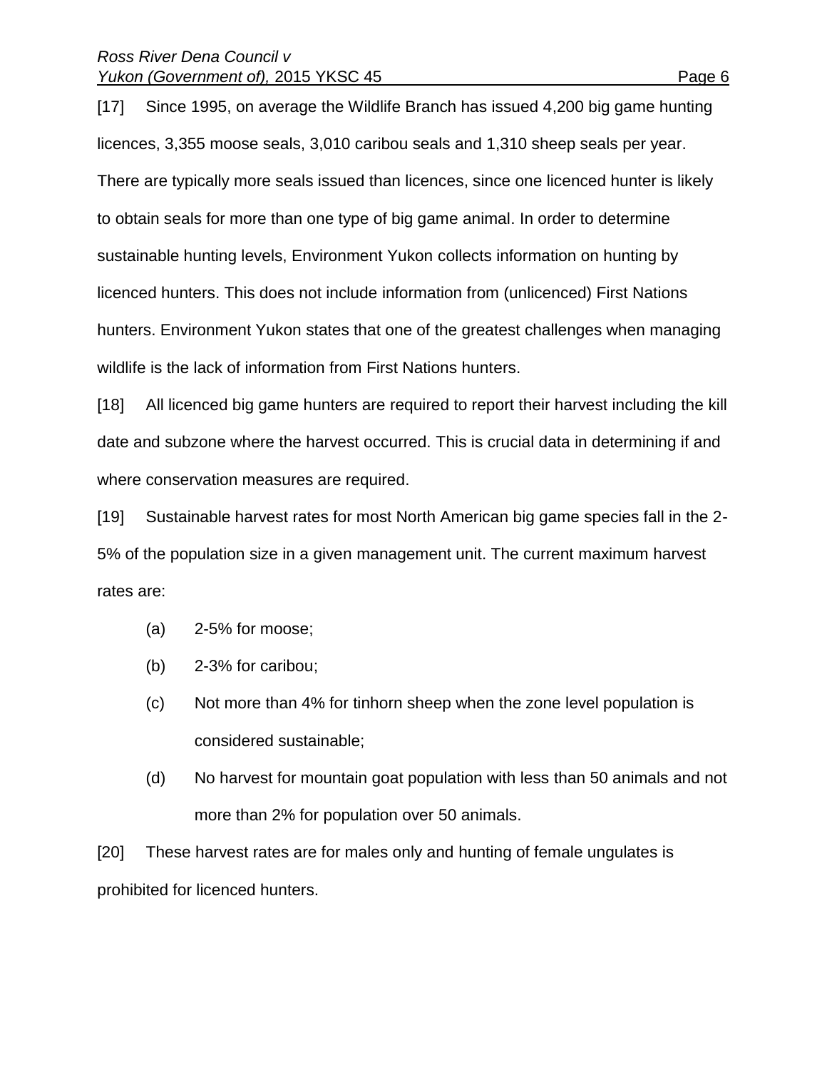[17] Since 1995, on average the Wildlife Branch has issued 4,200 big game hunting licences, 3,355 moose seals, 3,010 caribou seals and 1,310 sheep seals per year. There are typically more seals issued than licences, since one licenced hunter is likely to obtain seals for more than one type of big game animal. In order to determine sustainable hunting levels, Environment Yukon collects information on hunting by licenced hunters. This does not include information from (unlicenced) First Nations hunters. Environment Yukon states that one of the greatest challenges when managing wildlife is the lack of information from First Nations hunters.

[18] All licenced big game hunters are required to report their harvest including the kill date and subzone where the harvest occurred. This is crucial data in determining if and where conservation measures are required.

[19] Sustainable harvest rates for most North American big game species fall in the 2-5% of the population size in a given management unit. The current maximum harvest rates are:

(a) 2-5% for moose;

(b) 2-3% for caribou;

(c) Not more than 4% for tinhorn sheep when the zone level population is considered sustainable;

(d) No harvest for mountain goat population with less than 50 animals and not more than 2% for population over 50 animals.

[20] These harvest rates are for males only and hunting of female ungulates is prohibited for licenced hunters.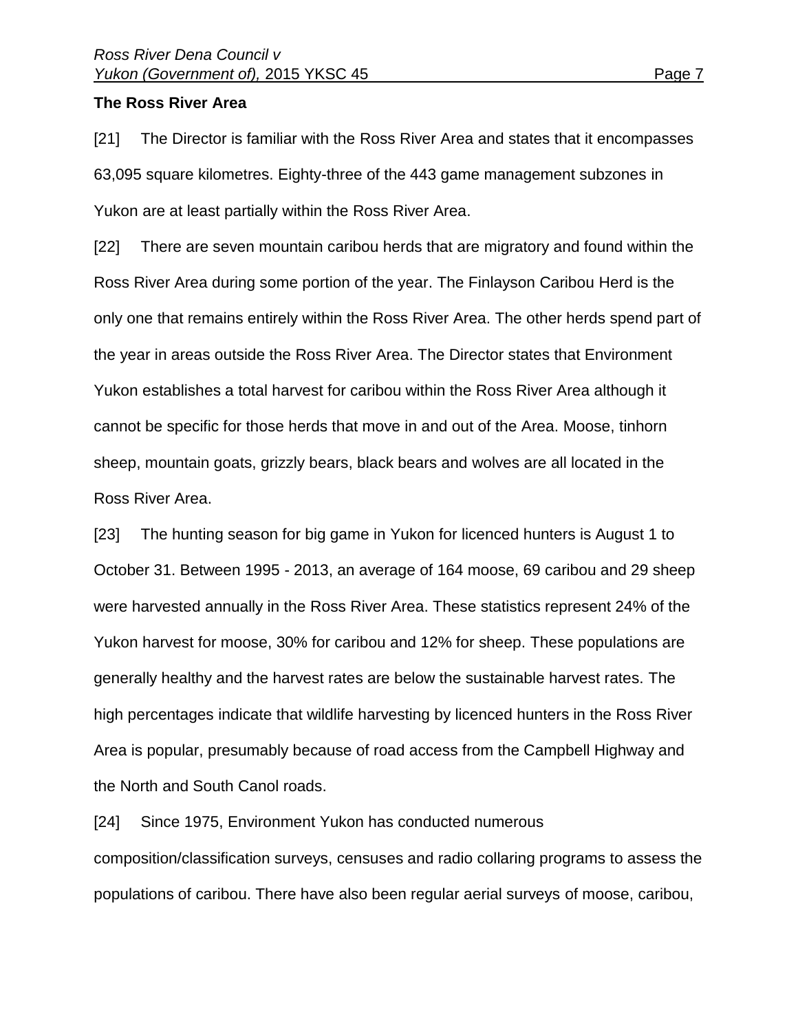**The Ross River Area**

[21] The Director is familiar with the Ross River Area and states that it encompasses 63,095 square kilometres. Eighty-three of the 443 game management subzones in Yukon are at least partially within the Ross River Area.

[22] There are seven mountain caribou herds that are migratory and found within the Ross River Area during some portion of the year. The Finlayson Caribou Herd is the only one that remains entirely within the Ross River Area. The other herds spend part of the year in areas outside the Ross River Area. The Director states that Environment Yukon establishes a total harvest for caribou within the Ross River Area although it cannot be specific for those herds that move in and out of the Area. Moose, tinhorn sheep, mountain goats, grizzly bears, black bears and wolves are all located in the Ross River Area.

[23] The hunting season for big game in Yukon for licenced hunters is August 1 to October 31. Between 1995 - 2013, an average of 164 moose, 69 caribou and 29 sheep were harvested annually in the Ross River Area. These statistics represent 24% of the Yukon harvest for moose, 30% for caribou and 12% for sheep. These populations are generally healthy and the harvest rates are below the sustainable harvest rates. The high percentages indicate that wildlife harvesting by licenced hunters in the Ross River Area is popular, presumably because of road access from the Campbell Highway and the North and South Canol roads.

[24] Since 1975, Environment Yukon has conducted numerous composition/classification surveys, censuses and radio collaring programs to assess the populations of caribou. There have also been regular aerial surveys of moose, caribou,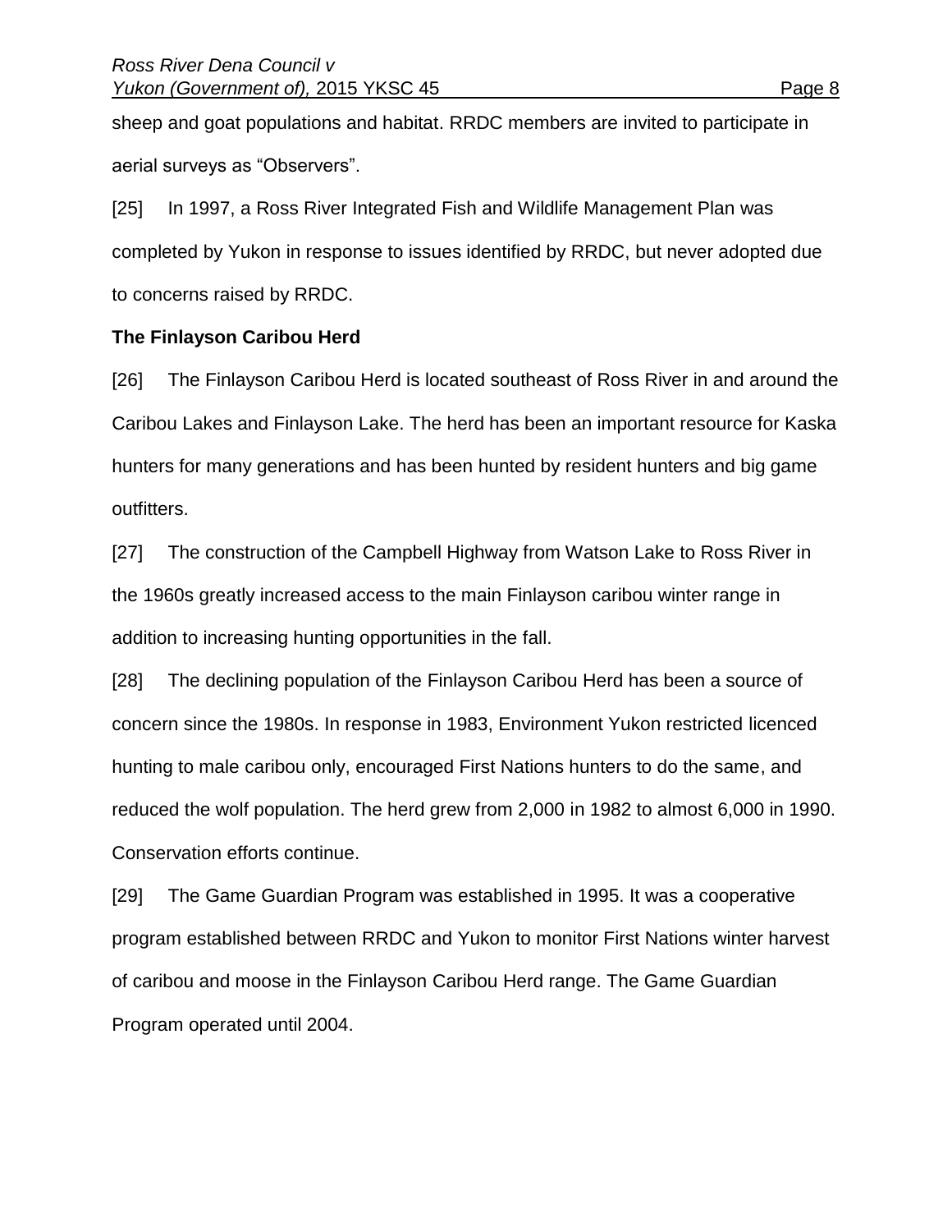sheep and goat populations and habitat. RRDC members are invited to participate in aerial surveys as "Observers".

[25] In 1997, a Ross River Integrated Fish and Wildlife Management Plan was completed by Yukon in response to issues identified by RRDC, but never adopted due to concerns raised by RRDC.

**The Finlayson Caribou Herd**

[26] The Finlayson Caribou Herd is located southeast of Ross River in and around the Caribou Lakes and Finlayson Lake. The herd has been an important resource for Kaska hunters for many generations and has been hunted by resident hunters and big game outfitters.

[27] The construction of the Campbell Highway from Watson Lake to Ross River in the 1960s greatly increased access to the main Finlayson caribou winter range in addition to increasing hunting opportunities in the fall.

[28] The declining population of the Finlayson Caribou Herd has been a source of concern since the 1980s. In response in 1983, Environment Yukon restricted licenced hunting to male caribou only, encouraged First Nations hunters to do the same, and reduced the wolf population. The herd grew from 2,000 in 1982 to almost 6,000 in 1990. Conservation efforts continue.

[29] The Game Guardian Program was established in 1995. It was a cooperative program established between RRDC and Yukon to monitor First Nations winter harvest of caribou and moose in the Finlayson Caribou Herd range. The Game Guardian Program operated until 2004.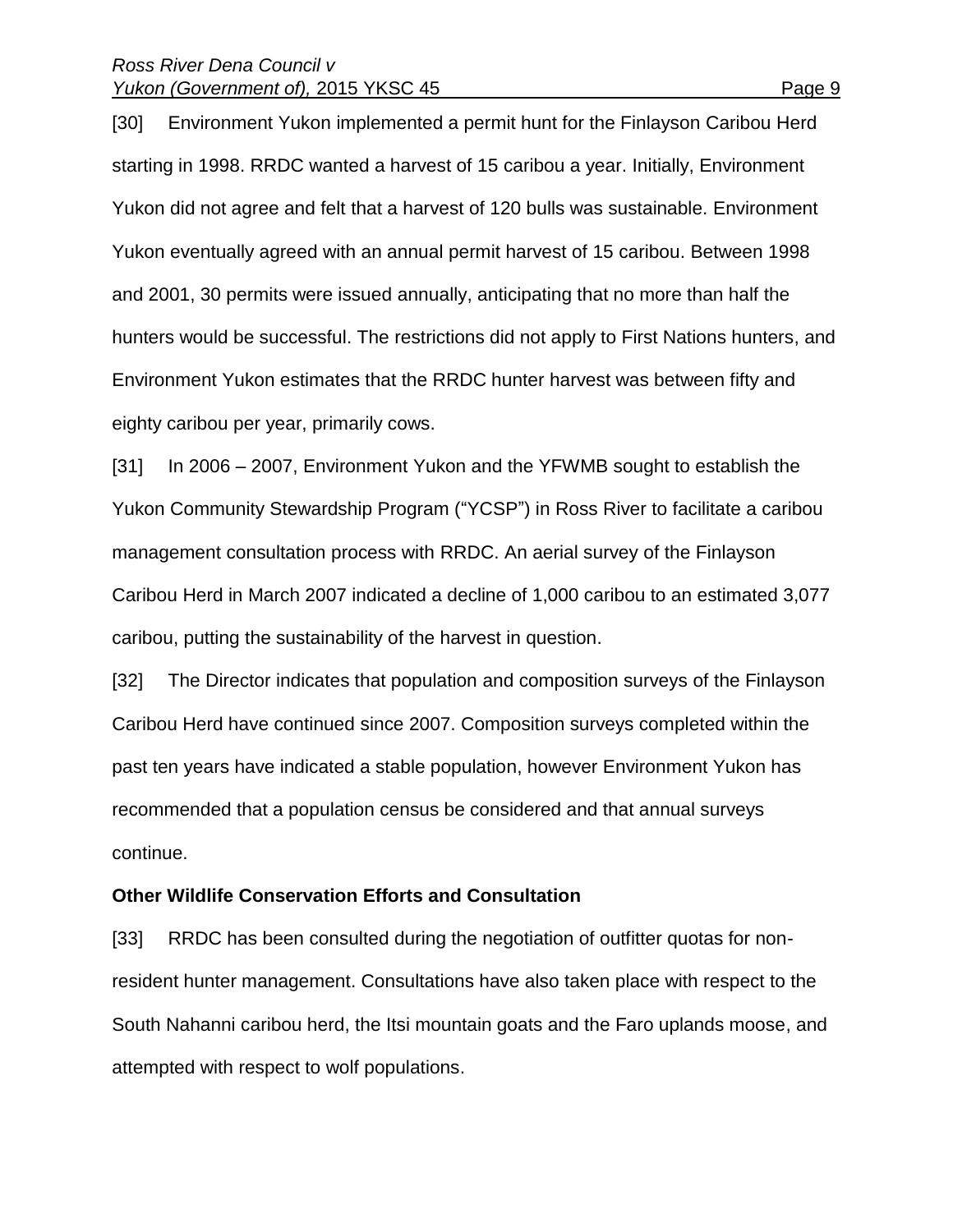[30] Environment Yukon implemented a permit hunt for the Finlayson Caribou Herd starting in 1998. RRDC wanted a harvest of 15 caribou a year. Initially, Environment Yukon did not agree and felt that a harvest of 120 bulls was sustainable. Environment Yukon eventually agreed with an annual permit harvest of 15 caribou. Between 1998 and 2001, 30 permits were issued annually, anticipating that no more than half the hunters would be successful. The restrictions did not apply to First Nations hunters, and Environment Yukon estimates that the RRDC hunter harvest was between fifty and eighty caribou per year, primarily cows.

[31] In 2006 – 2007, Environment Yukon and the YFWMB sought to establish the Yukon Community Stewardship Program ("YCSP") in Ross River to facilitate a caribou management consultation process with RRDC. An aerial survey of the Finlayson Caribou Herd in March 2007 indicated a decline of 1,000 caribou to an estimated 3,077 caribou, putting the sustainability of the harvest in question.

[32] The Director indicates that population and composition surveys of the Finlayson Caribou Herd have continued since 2007. Composition surveys completed within the past ten years have indicated a stable population, however Environment Yukon has recommended that a population census be considered and that annual surveys continue.

**Other Wildlife Conservation Efforts and Consultation**

[33] RRDC has been consulted during the negotiation of outfitter quotas for non-resident hunter management. Consultations have also taken place with respect to the South Nahanni caribou herd, the Itsi mountain goats and the Faro uplands moose, and attempted with respect to wolf populations.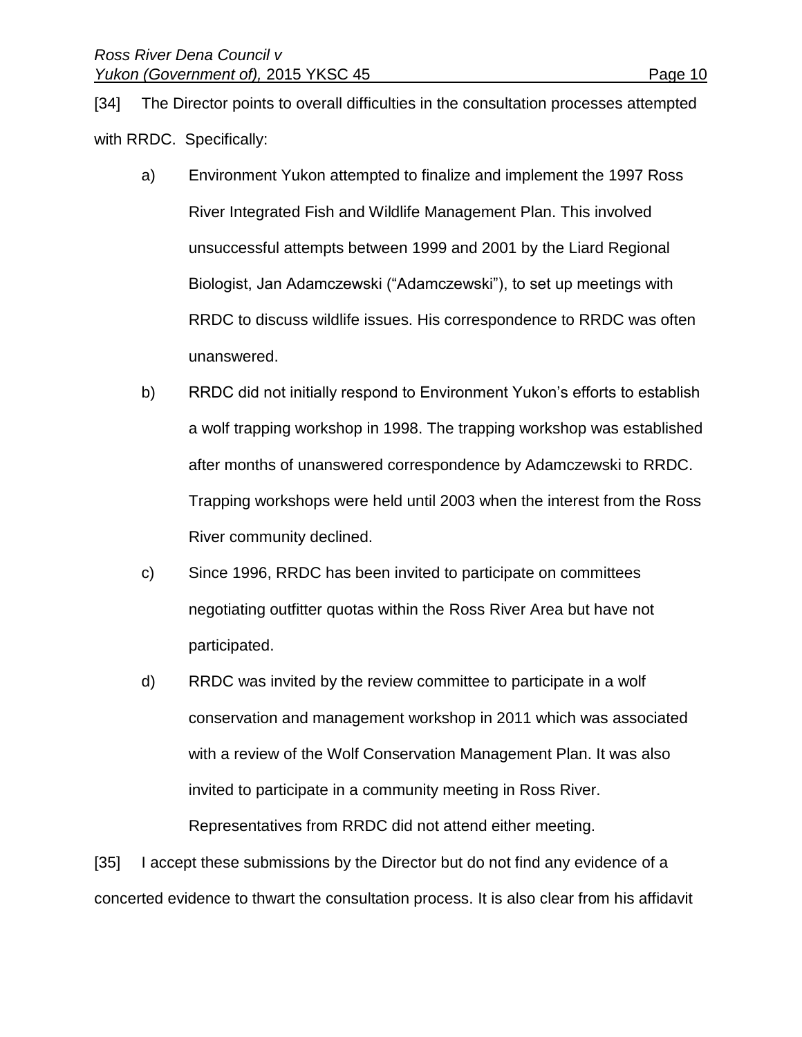[34] The Director points to overall difficulties in the consultation processes attempted with RRDC. Specifically:

a) Environment Yukon attempted to finalize and implement the 1997 Ross River Integrated Fish and Wildlife Management Plan. This involved unsuccessful attempts between 1999 and 2001 by the Liard Regional Biologist, Jan Adamczewski ("Adamczewski"), to set up meetings with RRDC to discuss wildlife issues. His correspondence to RRDC was often unanswered.

b) RRDC did not initially respond to Environment Yukon's efforts to establish a wolf trapping workshop in 1998. The trapping workshop was established after months of unanswered correspondence by Adamczewski to RRDC. Trapping workshops were held until 2003 when the interest from the Ross River community declined.

c) Since 1996, RRDC has been invited to participate on committees negotiating outfitter quotas within the Ross River Area but have not participated.

d) RRDC was invited by the review committee to participate in a wolf conservation and management workshop in 2011 which was associated with a review of the Wolf Conservation Management Plan. It was also invited to participate in a community meeting in Ross River. Representatives from RRDC did not attend either meeting.

[35] I accept these submissions by the Director but do not find any evidence of a concerted evidence to thwart the consultation process. It is also clear from his affidavit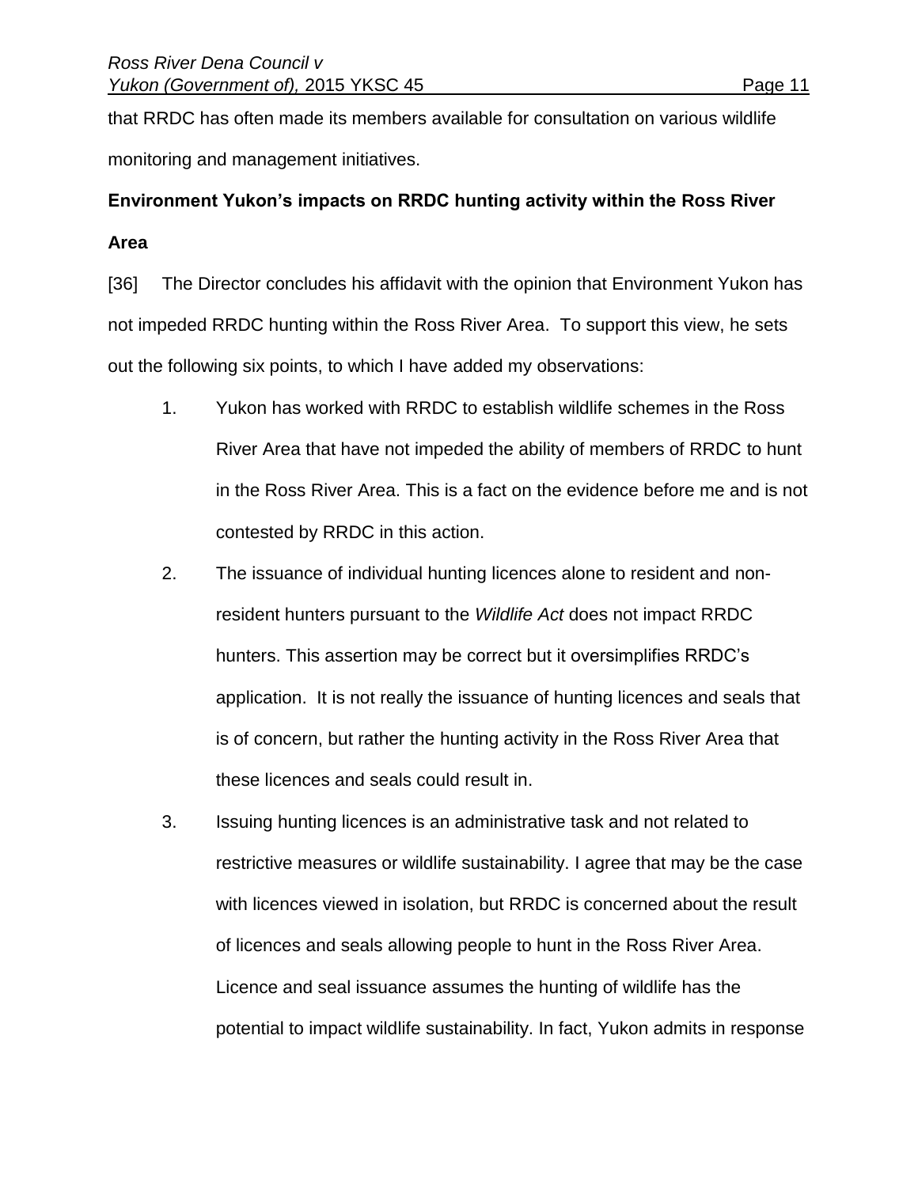that RRDC has often made its members available for consultation on various wildlife monitoring and management initiatives.

**Environment Yukon's impacts on RRDC hunting activity within the Ross River Area**

[36] The Director concludes his affidavit with the opinion that Environment Yukon has not impeded RRDC hunting within the Ross River Area. To support this view, he sets out the following six points, to which I have added my observations:

1. Yukon has worked with RRDC to establish wildlife schemes in the Ross River Area that have not impeded the ability of members of RRDC to hunt in the Ross River Area. This is a fact on the evidence before me and is not contested by RRDC in this action.

2. The issuance of individual hunting licences alone to resident and non-resident hunters pursuant to the *Wildlife Act* does not impact RRDC hunters. This assertion may be correct but it oversimplifies RRDC's application. It is not really the issuance of hunting licences and seals that is of concern, but rather the hunting activity in the Ross River Area that these licences and seals could result in.

3. Issuing hunting licences is an administrative task and not related to restrictive measures or wildlife sustainability. I agree that may be the case with licences viewed in isolation, but RRDC is concerned about the result of licences and seals allowing people to hunt in the Ross River Area. Licence and seal issuance assumes the hunting of wildlife has the potential to impact wildlife sustainability. In fact, Yukon admits in response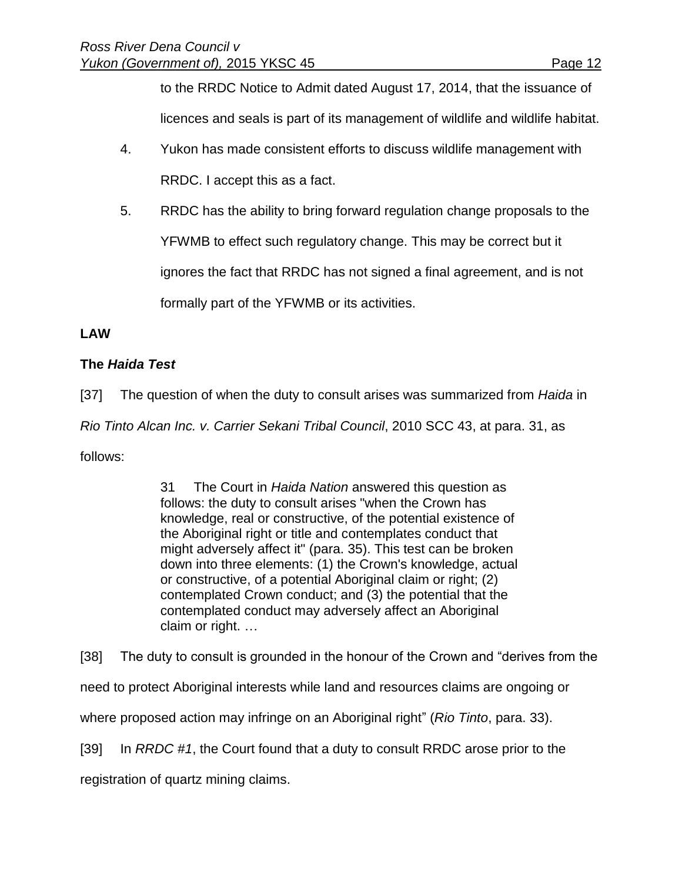to the RRDC Notice to Admit dated August 17, 2014, that the issuance of licences and seals is part of its management of wildlife and wildlife habitat.

4. Yukon has made consistent efforts to discuss wildlife management with RRDC. I accept this as a fact.

5. RRDC has the ability to bring forward regulation change proposals to the YFWMB to effect such regulatory change. This may be correct but it ignores the fact that RRDC has not signed a final agreement, and is not formally part of the YFWMB or its activities.

**LAW**

**The *Haida Test***

[37] The question of when the duty to consult arises was summarized from *Haida* in *Rio Tinto Alcan Inc. v. Carrier Sekani Tribal Council*, 2010 SCC 43, at para. 31, as follows:

> 31 The Court in *Haida Nation* answered this question as follows: the duty to consult arises "when the Crown has knowledge, real or constructive, of the potential existence of the Aboriginal right or title and contemplates conduct that might adversely affect it" (para. 35). This test can be broken down into three elements: (1) the Crown's knowledge, actual or constructive, of a potential Aboriginal claim or right; (2) contemplated Crown conduct; and (3) the potential that the contemplated conduct may adversely affect an Aboriginal claim or right. …

[38] The duty to consult is grounded in the honour of the Crown and "derives from the need to protect Aboriginal interests while land and resources claims are ongoing or where proposed action may infringe on an Aboriginal right" (*Rio Tinto*, para. 33).

[39] In *RRDC #1*, the Court found that a duty to consult RRDC arose prior to the registration of quartz mining claims.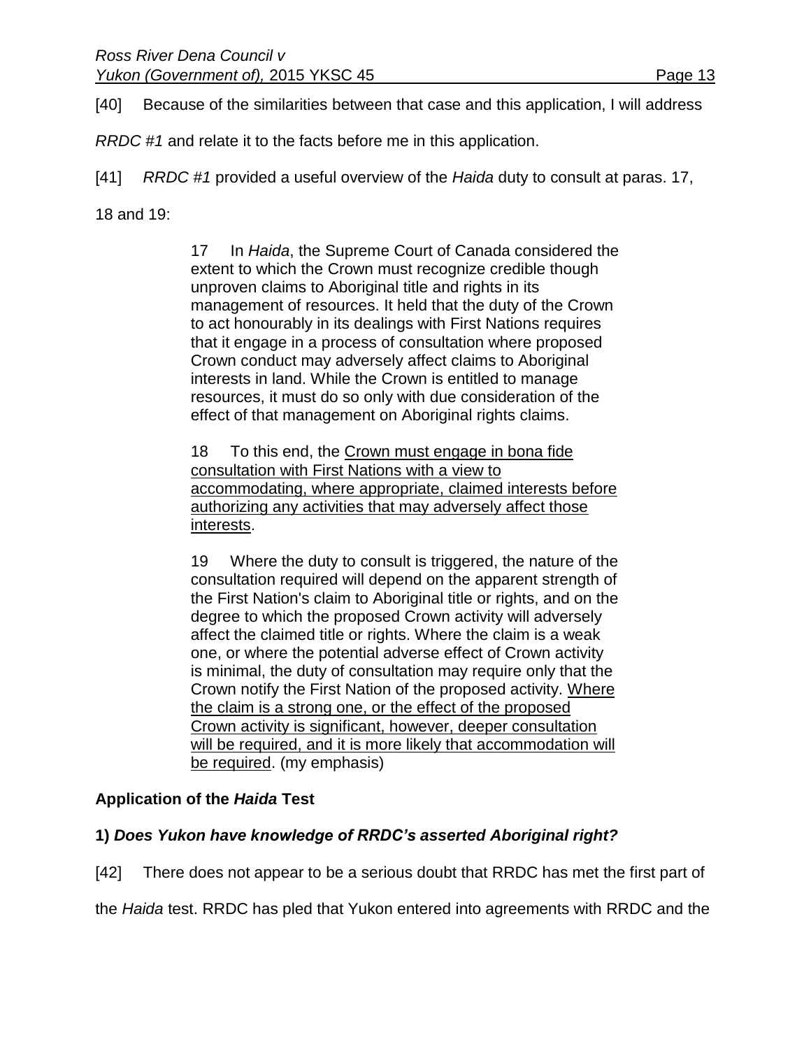[40] Because of the similarities between that case and this application, I will address *RRDC #1* and relate it to the facts before me in this application.

[41] *RRDC #1* provided a useful overview of the *Haida* duty to consult at paras. 17, 18 and 19:

> 17 In *Haida*, the Supreme Court of Canada considered the extent to which the Crown must recognize credible though unproven claims to Aboriginal title and rights in its management of resources. It held that the duty of the Crown to act honourably in its dealings with First Nations requires that it engage in a process of consultation where proposed Crown conduct may adversely affect claims to Aboriginal interests in land. While the Crown is entitled to manage resources, it must do so only with due consideration of the effect of that management on Aboriginal rights claims.
>
> 18 To this end, the <u>Crown must engage in bona fide consultation with First Nations with a view to accommodating, where appropriate, claimed interests before authorizing any activities that may adversely affect those interests</u>.
>
> 19 Where the duty to consult is triggered, the nature of the consultation required will depend on the apparent strength of the First Nation's claim to Aboriginal title or rights, and on the degree to which the proposed Crown activity will adversely affect the claimed title or rights. Where the claim is a weak one, or where the potential adverse effect of Crown activity is minimal, the duty of consultation may require only that the Crown notify the First Nation of the proposed activity. <u>Where the claim is a strong one, or the effect of the proposed Crown activity is significant, however, deeper consultation will be required, and it is more likely that accommodation will be required</u>. (my emphasis)

## Application of the *Haida* Test

### 1) *Does Yukon have knowledge of RRDC's asserted Aboriginal right?*

[42] There does not appear to be a serious doubt that RRDC has met the first part of the *Haida* test. RRDC has pled that Yukon entered into agreements with RRDC and the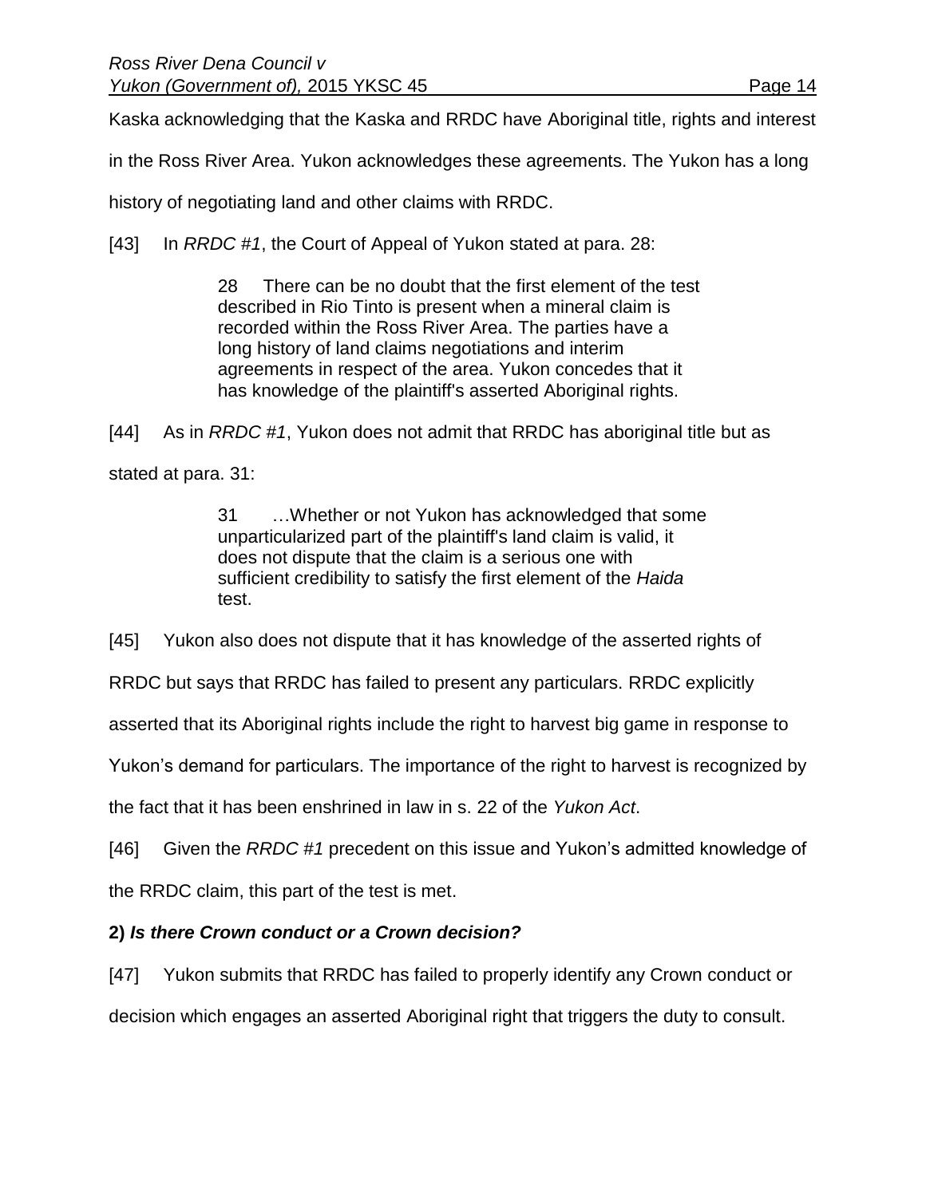Kaska acknowledging that the Kaska and RRDC have Aboriginal title, rights and interest in the Ross River Area. Yukon acknowledges these agreements. The Yukon has a long history of negotiating land and other claims with RRDC.

[43] In *RRDC #1*, the Court of Appeal of Yukon stated at para. 28:

> 28 There can be no doubt that the first element of the test described in Rio Tinto is present when a mineral claim is recorded within the Ross River Area. The parties have a long history of land claims negotiations and interim agreements in respect of the area. Yukon concedes that it has knowledge of the plaintiff's asserted Aboriginal rights.

[44] As in *RRDC #1*, Yukon does not admit that RRDC has aboriginal title but as stated at para. 31:

> 31 …Whether or not Yukon has acknowledged that some unparticularized part of the plaintiff's land claim is valid, it does not dispute that the claim is a serious one with sufficient credibility to satisfy the first element of the *Haida* test.

[45] Yukon also does not dispute that it has knowledge of the asserted rights of RRDC but says that RRDC has failed to present any particulars. RRDC explicitly asserted that its Aboriginal rights include the right to harvest big game in response to Yukon's demand for particulars. The importance of the right to harvest is recognized by the fact that it has been enshrined in law in s. 22 of the *Yukon Act*.

[46] Given the *RRDC #1* precedent on this issue and Yukon's admitted knowledge of the RRDC claim, this part of the test is met.

**2)** ***Is there Crown conduct or a Crown decision?***

[47] Yukon submits that RRDC has failed to properly identify any Crown conduct or decision which engages an asserted Aboriginal right that triggers the duty to consult.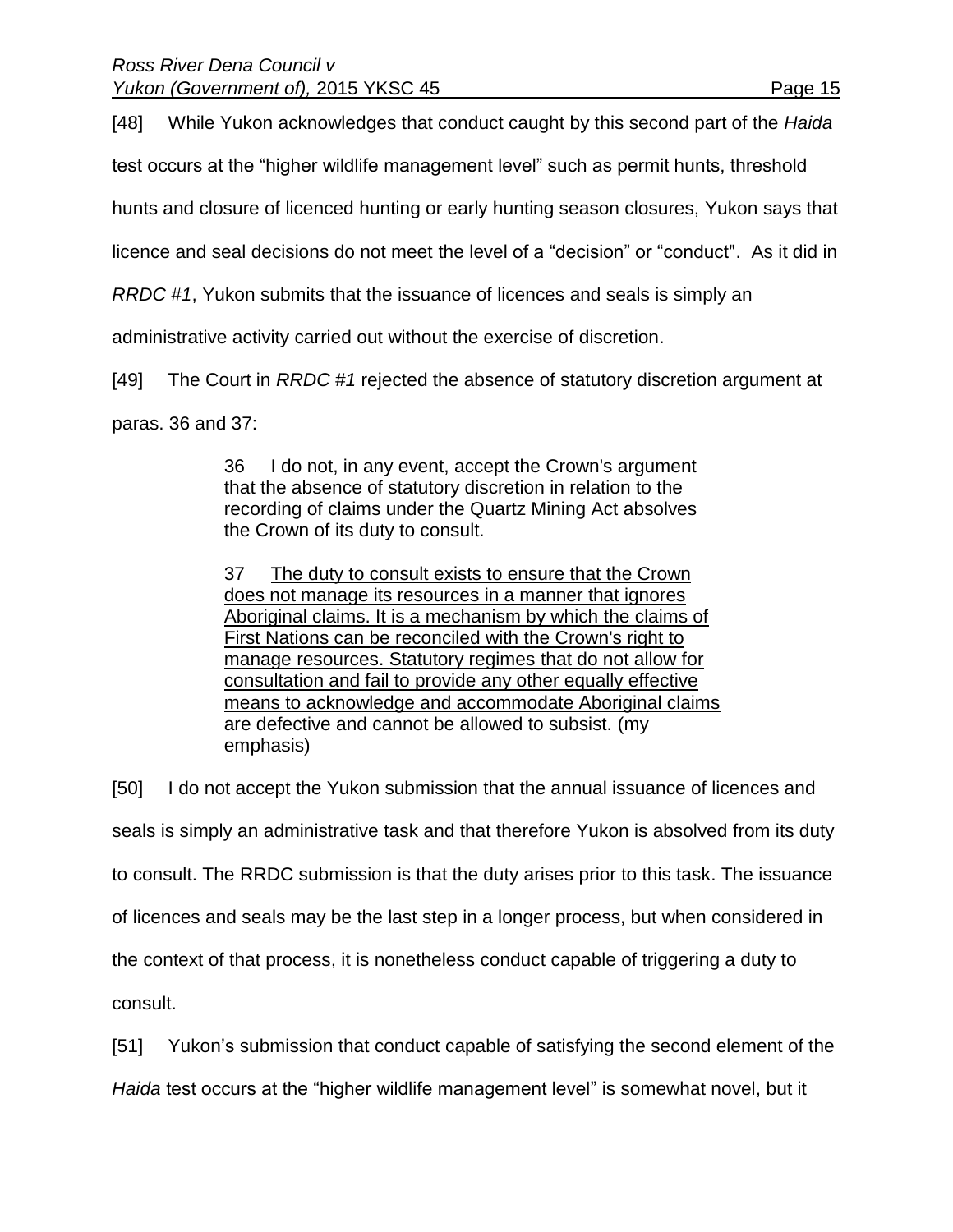[48] While Yukon acknowledges that conduct caught by this second part of the *Haida* test occurs at the "higher wildlife management level" such as permit hunts, threshold hunts and closure of licenced hunting or early hunting season closures, Yukon says that licence and seal decisions do not meet the level of a "decision" or "conduct". As it did in *RRDC #1*, Yukon submits that the issuance of licences and seals is simply an administrative activity carried out without the exercise of discretion.

[49] The Court in *RRDC #1* rejected the absence of statutory discretion argument at paras. 36 and 37:

> 36 I do not, in any event, accept the Crown's argument that the absence of statutory discretion in relation to the recording of claims under the Quartz Mining Act absolves the Crown of its duty to consult.
>
> 37 <u>The duty to consult exists to ensure that the Crown does not manage its resources in a manner that ignores Aboriginal claims. It is a mechanism by which the claims of First Nations can be reconciled with the Crown's right to manage resources. Statutory regimes that do not allow for consultation and fail to provide any other equally effective means to acknowledge and accommodate Aboriginal claims are defective and cannot be allowed to subsist.</u> (my emphasis)

[50] I do not accept the Yukon submission that the annual issuance of licences and seals is simply an administrative task and that therefore Yukon is absolved from its duty to consult. The RRDC submission is that the duty arises prior to this task. The issuance of licences and seals may be the last step in a longer process, but when considered in the context of that process, it is nonetheless conduct capable of triggering a duty to consult.

[51] Yukon's submission that conduct capable of satisfying the second element of the *Haida* test occurs at the "higher wildlife management level" is somewhat novel, but it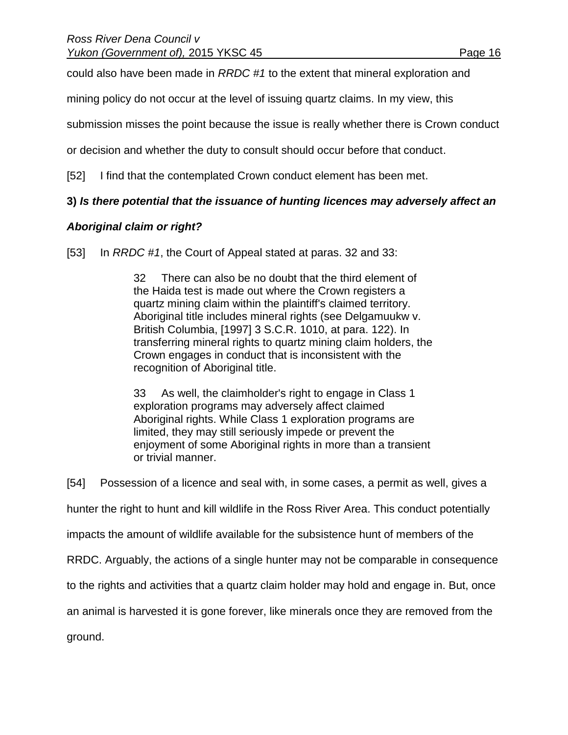could also have been made in *RRDC #1* to the extent that mineral exploration and mining policy do not occur at the level of issuing quartz claims. In my view, this submission misses the point because the issue is really whether there is Crown conduct or decision and whether the duty to consult should occur before that conduct.

[52] I find that the contemplated Crown conduct element has been met.

**3)** ***Is there potential that the issuance of hunting licences may adversely affect an Aboriginal claim or right?***

[53] In *RRDC #1*, the Court of Appeal stated at paras. 32 and 33:

> 32 There can also be no doubt that the third element of the Haida test is made out where the Crown registers a quartz mining claim within the plaintiff's claimed territory. Aboriginal title includes mineral rights (see Delgamuukw v. British Columbia, [1997] 3 S.C.R. 1010, at para. 122). In transferring mineral rights to quartz mining claim holders, the Crown engages in conduct that is inconsistent with the recognition of Aboriginal title.
>
> 33 As well, the claimholder's right to engage in Class 1 exploration programs may adversely affect claimed Aboriginal rights. While Class 1 exploration programs are limited, they may still seriously impede or prevent the enjoyment of some Aboriginal rights in more than a transient or trivial manner.

[54] Possession of a licence and seal with, in some cases, a permit as well, gives a hunter the right to hunt and kill wildlife in the Ross River Area. This conduct potentially impacts the amount of wildlife available for the subsistence hunt of members of the RRDC. Arguably, the actions of a single hunter may not be comparable in consequence to the rights and activities that a quartz claim holder may hold and engage in. But, once an animal is harvested it is gone forever, like minerals once they are removed from the ground.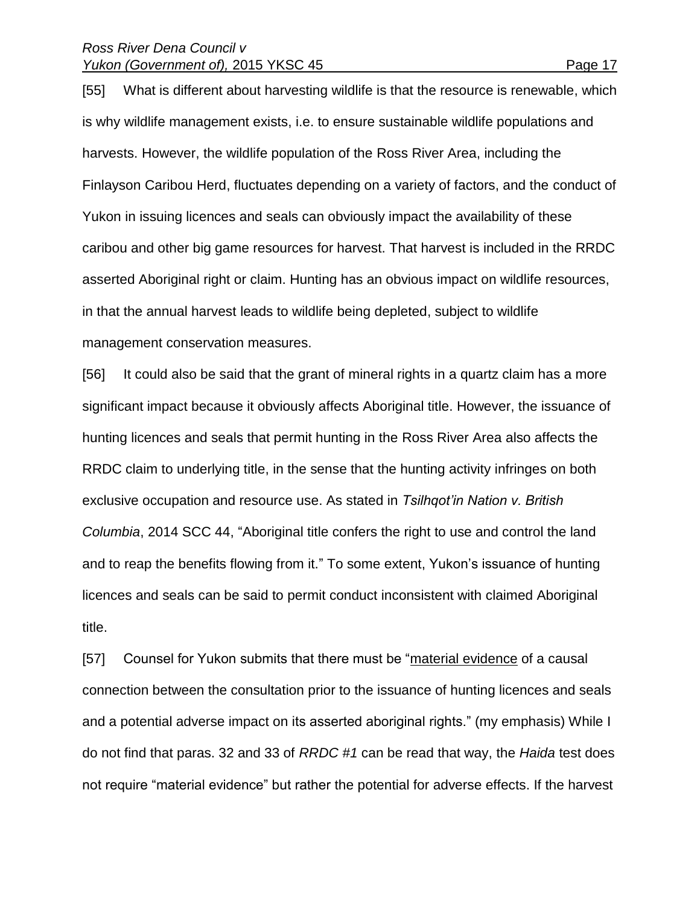[55] What is different about harvesting wildlife is that the resource is renewable, which is why wildlife management exists, i.e. to ensure sustainable wildlife populations and harvests. However, the wildlife population of the Ross River Area, including the Finlayson Caribou Herd, fluctuates depending on a variety of factors, and the conduct of Yukon in issuing licences and seals can obviously impact the availability of these caribou and other big game resources for harvest. That harvest is included in the RRDC asserted Aboriginal right or claim. Hunting has an obvious impact on wildlife resources, in that the annual harvest leads to wildlife being depleted, subject to wildlife management conservation measures.

[56] It could also be said that the grant of mineral rights in a quartz claim has a more significant impact because it obviously affects Aboriginal title. However, the issuance of hunting licences and seals that permit hunting in the Ross River Area also affects the RRDC claim to underlying title, in the sense that the hunting activity infringes on both exclusive occupation and resource use. As stated in *Tsilhqot'in Nation v. British Columbia*, 2014 SCC 44, "Aboriginal title confers the right to use and control the land and to reap the benefits flowing from it." To some extent, Yukon's issuance of hunting licences and seals can be said to permit conduct inconsistent with claimed Aboriginal title.

[57] Counsel for Yukon submits that there must be "<u>material evidence</u> of a causal connection between the consultation prior to the issuance of hunting licences and seals and a potential adverse impact on its asserted aboriginal rights." (my emphasis) While I do not find that paras. 32 and 33 of *RRDC #1* can be read that way, the *Haida* test does not require "material evidence" but rather the potential for adverse effects. If the harvest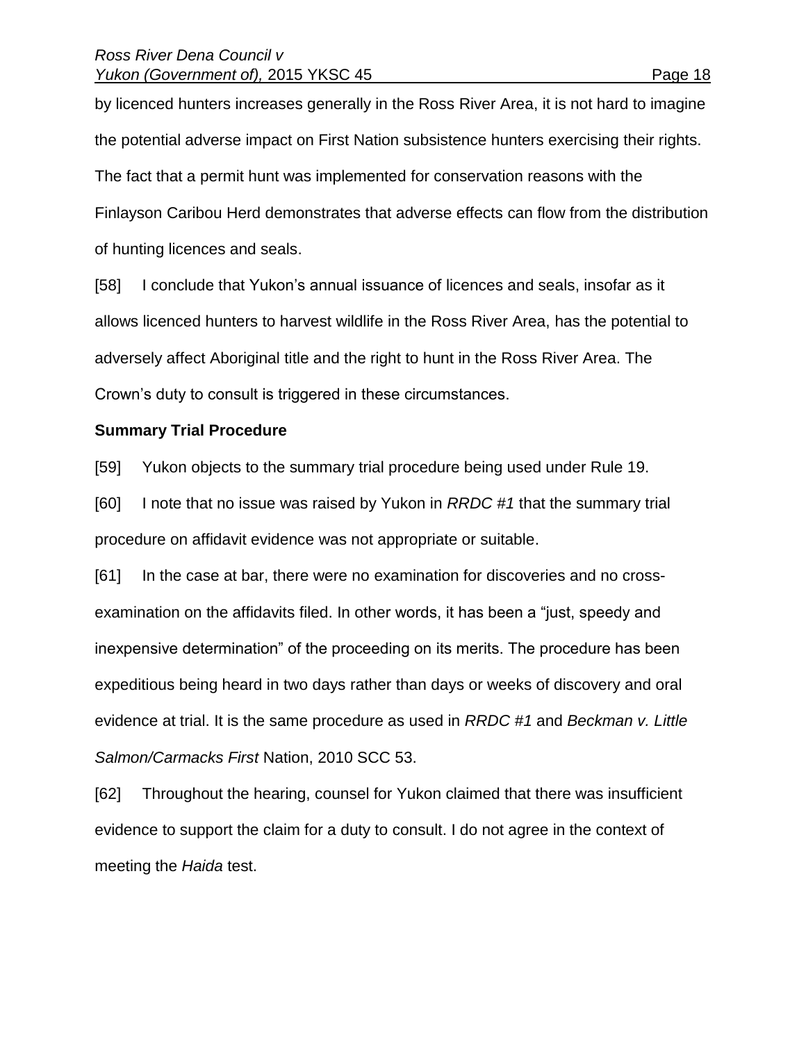by licenced hunters increases generally in the Ross River Area, it is not hard to imagine the potential adverse impact on First Nation subsistence hunters exercising their rights. The fact that a permit hunt was implemented for conservation reasons with the Finlayson Caribou Herd demonstrates that adverse effects can flow from the distribution of hunting licences and seals.

[58] I conclude that Yukon's annual issuance of licences and seals, insofar as it allows licenced hunters to harvest wildlife in the Ross River Area, has the potential to adversely affect Aboriginal title and the right to hunt in the Ross River Area. The Crown's duty to consult is triggered in these circumstances.

**Summary Trial Procedure**

[59] Yukon objects to the summary trial procedure being used under Rule 19.

[60] I note that no issue was raised by Yukon in *RRDC #1* that the summary trial procedure on affidavit evidence was not appropriate or suitable.

[61] In the case at bar, there were no examination for discoveries and no cross-examination on the affidavits filed. In other words, it has been a "just, speedy and inexpensive determination" of the proceeding on its merits. The procedure has been expeditious being heard in two days rather than days or weeks of discovery and oral evidence at trial. It is the same procedure as used in *RRDC #1* and *Beckman v. Little Salmon/Carmacks First* Nation, 2010 SCC 53.

[62] Throughout the hearing, counsel for Yukon claimed that there was insufficient evidence to support the claim for a duty to consult. I do not agree in the context of meeting the *Haida* test.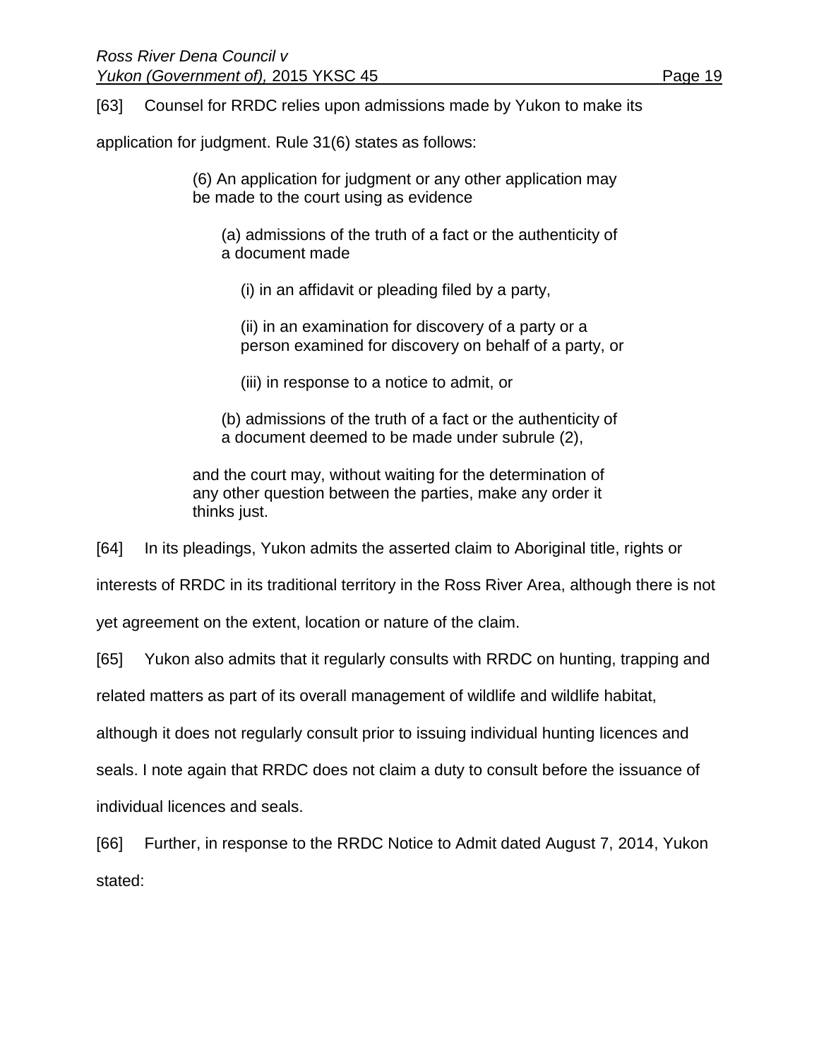[63] Counsel for RRDC relies upon admissions made by Yukon to make its application for judgment. Rule 31(6) states as follows:

> (6) An application for judgment or any other application may be made to the court using as evidence
>
> (a) admissions of the truth of a fact or the authenticity of a document made
>
> (i) in an affidavit or pleading filed by a party,
>
> (ii) in an examination for discovery of a party or a person examined for discovery on behalf of a party, or
>
> (iii) in response to a notice to admit, or
>
> (b) admissions of the truth of a fact or the authenticity of a document deemed to be made under subrule (2),
>
> and the court may, without waiting for the determination of any other question between the parties, make any order it thinks just.

[64] In its pleadings, Yukon admits the asserted claim to Aboriginal title, rights or interests of RRDC in its traditional territory in the Ross River Area, although there is not yet agreement on the extent, location or nature of the claim.

[65] Yukon also admits that it regularly consults with RRDC on hunting, trapping and related matters as part of its overall management of wildlife and wildlife habitat, although it does not regularly consult prior to issuing individual hunting licences and seals. I note again that RRDC does not claim a duty to consult before the issuance of individual licences and seals.

[66] Further, in response to the RRDC Notice to Admit dated August 7, 2014, Yukon stated: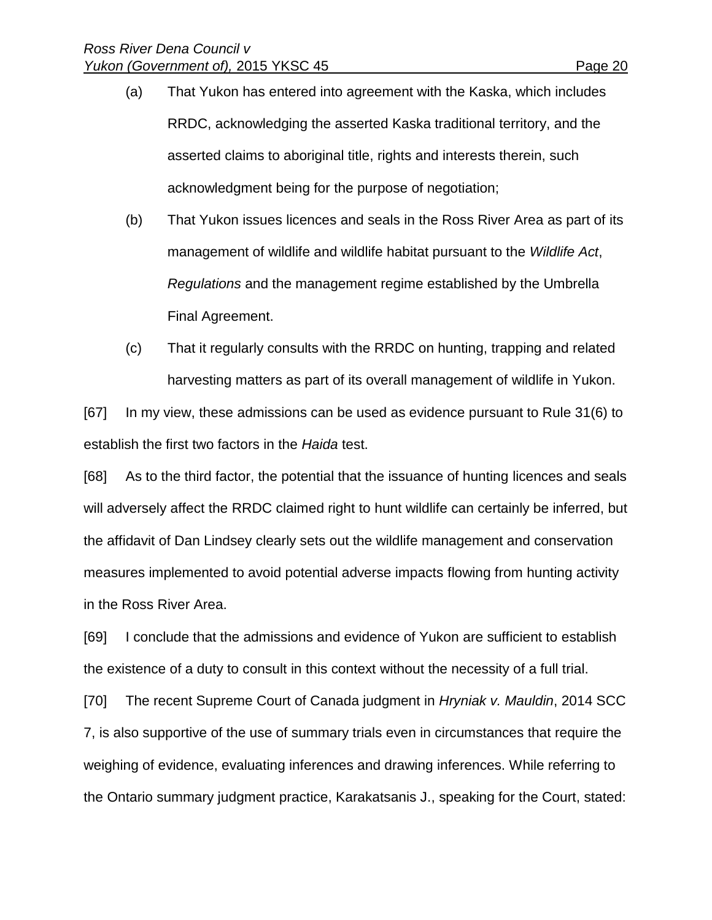(a) That Yukon has entered into agreement with the Kaska, which includes RRDC, acknowledging the asserted Kaska traditional territory, and the asserted claims to aboriginal title, rights and interests therein, such acknowledgment being for the purpose of negotiation;

(b) That Yukon issues licences and seals in the Ross River Area as part of its management of wildlife and wildlife habitat pursuant to the *Wildlife Act*, *Regulations* and the management regime established by the Umbrella Final Agreement.

(c) That it regularly consults with the RRDC on hunting, trapping and related harvesting matters as part of its overall management of wildlife in Yukon.

[67] In my view, these admissions can be used as evidence pursuant to Rule 31(6) to establish the first two factors in the *Haida* test.

[68] As to the third factor, the potential that the issuance of hunting licences and seals will adversely affect the RRDC claimed right to hunt wildlife can certainly be inferred, but the affidavit of Dan Lindsey clearly sets out the wildlife management and conservation measures implemented to avoid potential adverse impacts flowing from hunting activity in the Ross River Area.

[69] I conclude that the admissions and evidence of Yukon are sufficient to establish the existence of a duty to consult in this context without the necessity of a full trial.

[70] The recent Supreme Court of Canada judgment in *Hryniak v. Mauldin*, 2014 SCC 7, is also supportive of the use of summary trials even in circumstances that require the weighing of evidence, evaluating inferences and drawing inferences. While referring to the Ontario summary judgment practice, Karakatsanis J., speaking for the Court, stated: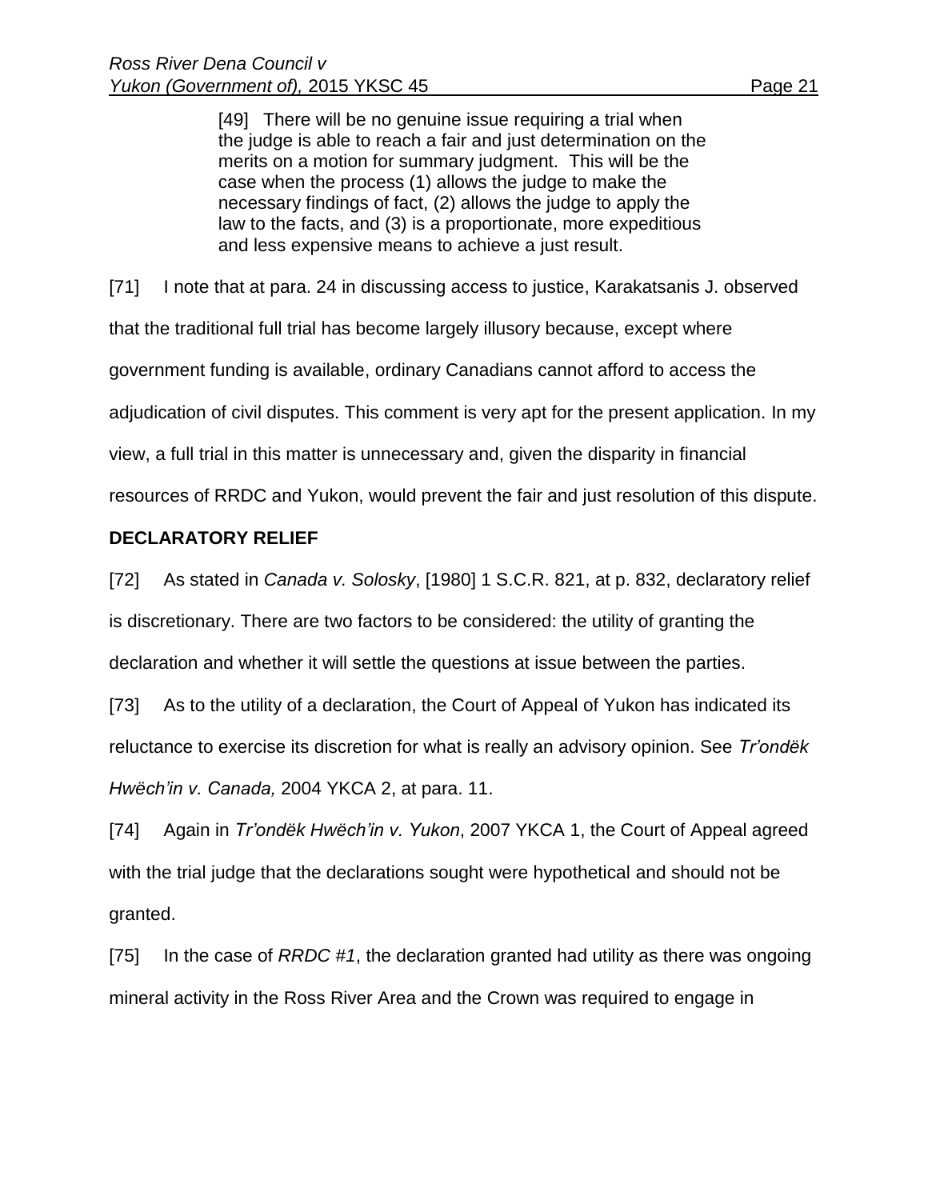> [49] There will be no genuine issue requiring a trial when the judge is able to reach a fair and just determination on the merits on a motion for summary judgment. This will be the case when the process (1) allows the judge to make the necessary findings of fact, (2) allows the judge to apply the law to the facts, and (3) is a proportionate, more expeditious and less expensive means to achieve a just result.

[71] I note that at para. 24 in discussing access to justice, Karakatsanis J. observed that the traditional full trial has become largely illusory because, except where government funding is available, ordinary Canadians cannot afford to access the adjudication of civil disputes. This comment is very apt for the present application. In my view, a full trial in this matter is unnecessary and, given the disparity in financial resources of RRDC and Yukon, would prevent the fair and just resolution of this dispute.

**DECLARATORY RELIEF**

[72] As stated in *Canada v. Solosky*, [1980] 1 S.C.R. 821, at p. 832, declaratory relief is discretionary. There are two factors to be considered: the utility of granting the declaration and whether it will settle the questions at issue between the parties.

[73] As to the utility of a declaration, the Court of Appeal of Yukon has indicated its reluctance to exercise its discretion for what is really an advisory opinion. See *Tr'ondëk Hwëch'in v. Canada,* 2004 YKCA 2, at para. 11.

[74] Again in *Tr'ondëk Hwëch'in v. Yukon*, 2007 YKCA 1, the Court of Appeal agreed with the trial judge that the declarations sought were hypothetical and should not be granted.

[75] In the case of *RRDC #1*, the declaration granted had utility as there was ongoing mineral activity in the Ross River Area and the Crown was required to engage in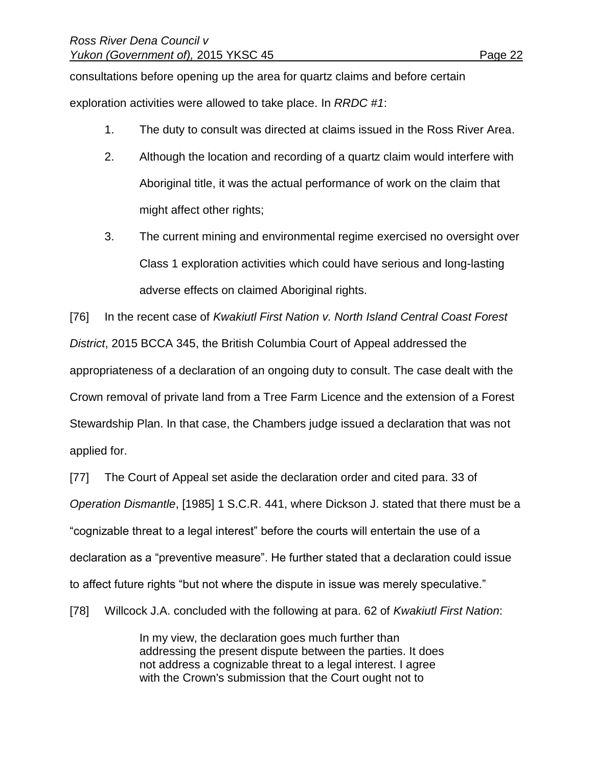consultations before opening up the area for quartz claims and before certain exploration activities were allowed to take place. In *RRDC #1*:

1. The duty to consult was directed at claims issued in the Ross River Area.
2. Although the location and recording of a quartz claim would interfere with Aboriginal title, it was the actual performance of work on the claim that might affect other rights;
3. The current mining and environmental regime exercised no oversight over Class 1 exploration activities which could have serious and long-lasting adverse effects on claimed Aboriginal rights.

[76] In the recent case of *Kwakiutl First Nation v. North Island Central Coast Forest District*, 2015 BCCA 345, the British Columbia Court of Appeal addressed the appropriateness of a declaration of an ongoing duty to consult. The case dealt with the Crown removal of private land from a Tree Farm Licence and the extension of a Forest Stewardship Plan. In that case, the Chambers judge issued a declaration that was not applied for.

[77] The Court of Appeal set aside the declaration order and cited para. 33 of *Operation Dismantle*, [1985] 1 S.C.R. 441, where Dickson J. stated that there must be a "cognizable threat to a legal interest" before the courts will entertain the use of a declaration as a "preventive measure". He further stated that a declaration could issue to affect future rights "but not where the dispute in issue was merely speculative."

[78] Willcock J.A. concluded with the following at para. 62 of *Kwakiutl First Nation*:

> In my view, the declaration goes much further than addressing the present dispute between the parties. It does not address a cognizable threat to a legal interest. I agree with the Crown's submission that the Court ought not to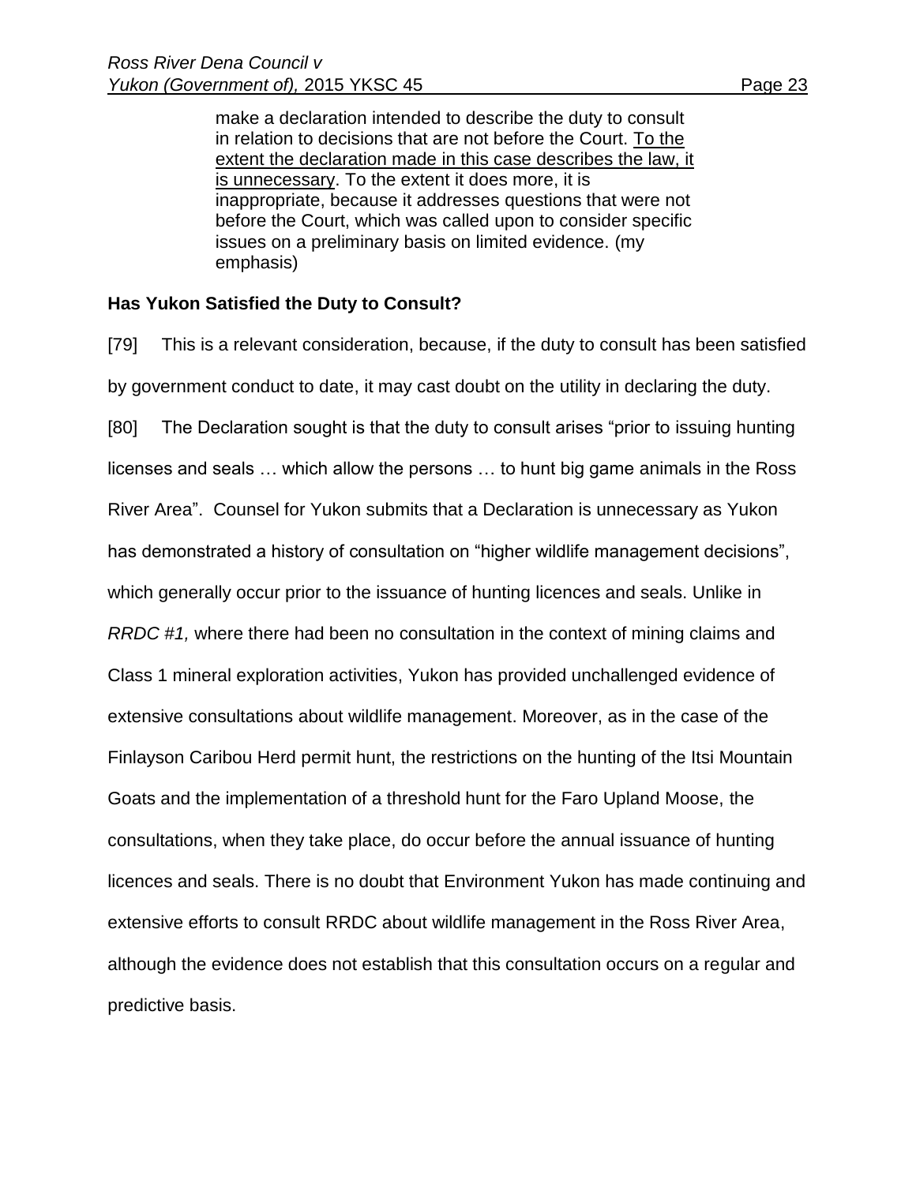> make a declaration intended to describe the duty to consult in relation to decisions that are not before the Court. <u>To the extent the declaration made in this case describes the law, it is unnecessary</u>. To the extent it does more, it is inappropriate, because it addresses questions that were not before the Court, which was called upon to consider specific issues on a preliminary basis on limited evidence. (my emphasis)

**Has Yukon Satisfied the Duty to Consult?**

[79] This is a relevant consideration, because, if the duty to consult has been satisfied by government conduct to date, it may cast doubt on the utility in declaring the duty.

[80] The Declaration sought is that the duty to consult arises "prior to issuing hunting licenses and seals … which allow the persons … to hunt big game animals in the Ross River Area". Counsel for Yukon submits that a Declaration is unnecessary as Yukon has demonstrated a history of consultation on "higher wildlife management decisions", which generally occur prior to the issuance of hunting licences and seals. Unlike in *RRDC #1,* where there had been no consultation in the context of mining claims and Class 1 mineral exploration activities, Yukon has provided unchallenged evidence of extensive consultations about wildlife management. Moreover, as in the case of the Finlayson Caribou Herd permit hunt, the restrictions on the hunting of the Itsi Mountain Goats and the implementation of a threshold hunt for the Faro Upland Moose, the consultations, when they take place, do occur before the annual issuance of hunting licences and seals. There is no doubt that Environment Yukon has made continuing and extensive efforts to consult RRDC about wildlife management in the Ross River Area, although the evidence does not establish that this consultation occurs on a regular and predictive basis.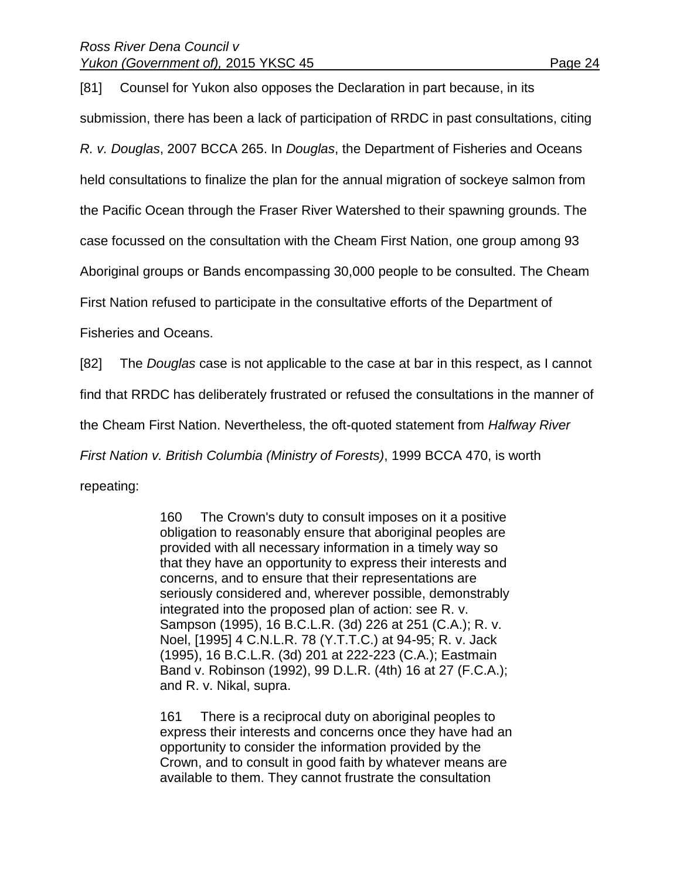[81] Counsel for Yukon also opposes the Declaration in part because, in its submission, there has been a lack of participation of RRDC in past consultations, citing *R. v. Douglas*, 2007 BCCA 265. In *Douglas*, the Department of Fisheries and Oceans held consultations to finalize the plan for the annual migration of sockeye salmon from the Pacific Ocean through the Fraser River Watershed to their spawning grounds. The case focussed on the consultation with the Cheam First Nation, one group among 93 Aboriginal groups or Bands encompassing 30,000 people to be consulted. The Cheam First Nation refused to participate in the consultative efforts of the Department of Fisheries and Oceans.

[82] The *Douglas* case is not applicable to the case at bar in this respect, as I cannot find that RRDC has deliberately frustrated or refused the consultations in the manner of the Cheam First Nation. Nevertheless, the oft-quoted statement from *Halfway River First Nation v. British Columbia (Ministry of Forests)*, 1999 BCCA 470, is worth repeating:

> 160 The Crown's duty to consult imposes on it a positive obligation to reasonably ensure that aboriginal peoples are provided with all necessary information in a timely way so that they have an opportunity to express their interests and concerns, and to ensure that their representations are seriously considered and, wherever possible, demonstrably integrated into the proposed plan of action: see R. v. Sampson (1995), 16 B.C.L.R. (3d) 226 at 251 (C.A.); R. v. Noel, [1995] 4 C.N.L.R. 78 (Y.T.T.C.) at 94-95; R. v. Jack (1995), 16 B.C.L.R. (3d) 201 at 222-223 (C.A.); Eastmain Band v. Robinson (1992), 99 D.L.R. (4th) 16 at 27 (F.C.A.); and R. v. Nikal, supra.
>
> 161 There is a reciprocal duty on aboriginal peoples to express their interests and concerns once they have had an opportunity to consider the information provided by the Crown, and to consult in good faith by whatever means are available to them. They cannot frustrate the consultation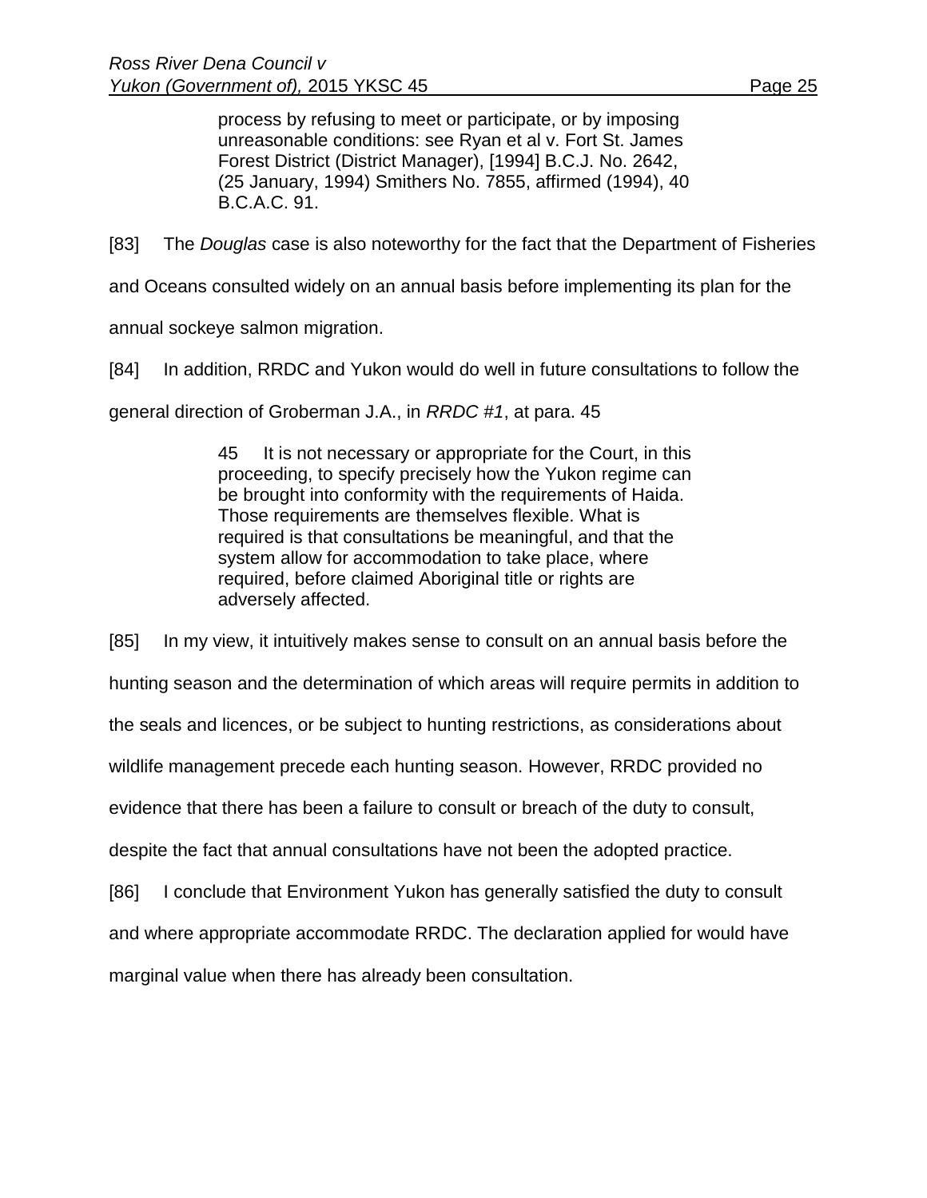> process by refusing to meet or participate, or by imposing unreasonable conditions: see Ryan et al v. Fort St. James Forest District (District Manager), [1994] B.C.J. No. 2642, (25 January, 1994) Smithers No. 7855, affirmed (1994), 40 B.C.A.C. 91.

[83] The *Douglas* case is also noteworthy for the fact that the Department of Fisheries and Oceans consulted widely on an annual basis before implementing its plan for the annual sockeye salmon migration.

[84] In addition, RRDC and Yukon would do well in future consultations to follow the general direction of Groberman J.A., in *RRDC #1*, at para. 45

> 45 It is not necessary or appropriate for the Court, in this proceeding, to specify precisely how the Yukon regime can be brought into conformity with the requirements of Haida. Those requirements are themselves flexible. What is required is that consultations be meaningful, and that the system allow for accommodation to take place, where required, before claimed Aboriginal title or rights are adversely affected.

[85] In my view, it intuitively makes sense to consult on an annual basis before the hunting season and the determination of which areas will require permits in addition to the seals and licences, or be subject to hunting restrictions, as considerations about wildlife management precede each hunting season. However, RRDC provided no evidence that there has been a failure to consult or breach of the duty to consult, despite the fact that annual consultations have not been the adopted practice.

[86] I conclude that Environment Yukon has generally satisfied the duty to consult and where appropriate accommodate RRDC. The declaration applied for would have marginal value when there has already been consultation.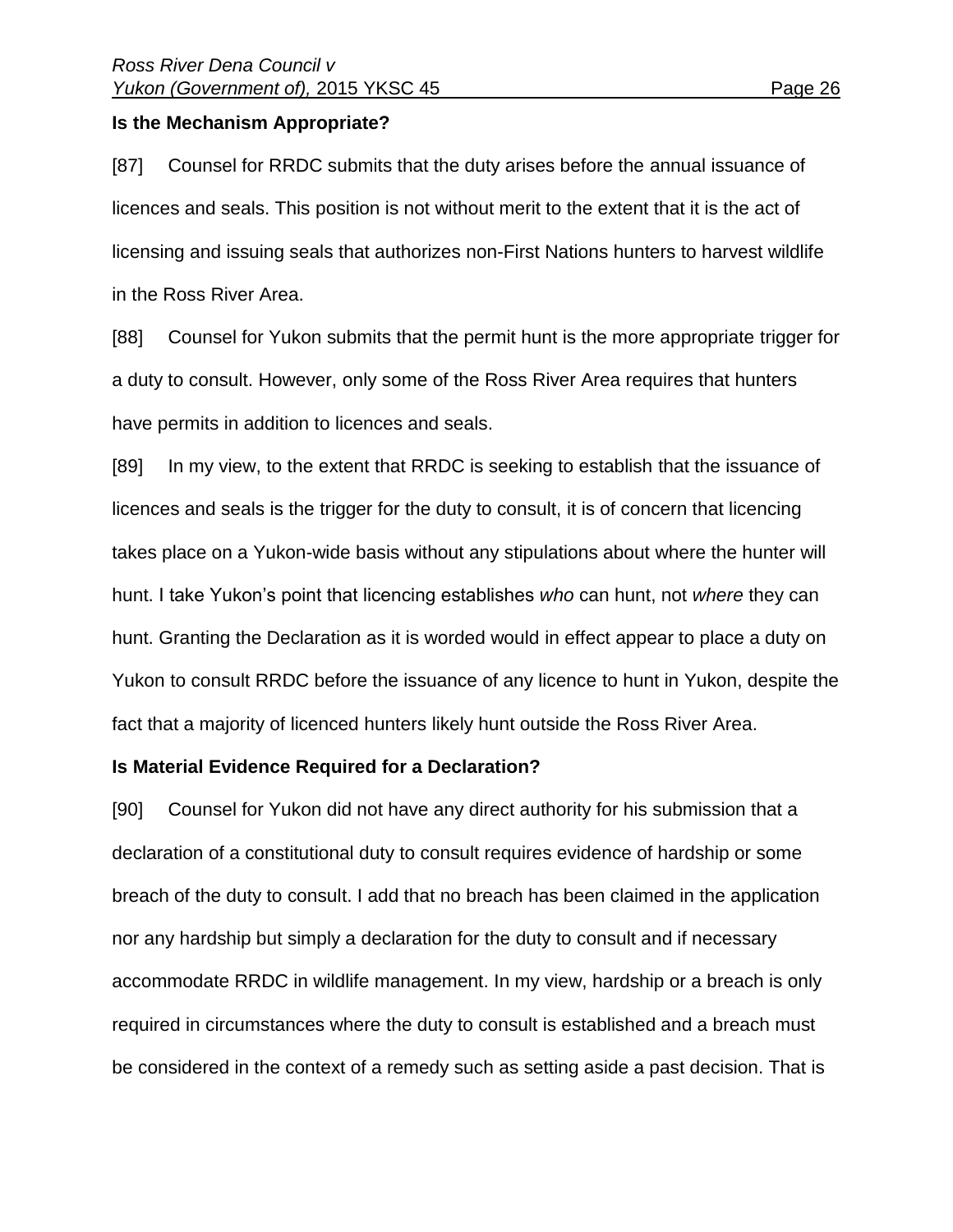### Is the Mechanism Appropriate?

[87] Counsel for RRDC submits that the duty arises before the annual issuance of licences and seals. This position is not without merit to the extent that it is the act of licensing and issuing seals that authorizes non-First Nations hunters to harvest wildlife in the Ross River Area.

[88] Counsel for Yukon submits that the permit hunt is the more appropriate trigger for a duty to consult. However, only some of the Ross River Area requires that hunters have permits in addition to licences and seals.

[89] In my view, to the extent that RRDC is seeking to establish that the issuance of licences and seals is the trigger for the duty to consult, it is of concern that licencing takes place on a Yukon-wide basis without any stipulations about where the hunter will hunt. I take Yukon's point that licencing establishes *who* can hunt, not *where* they can hunt. Granting the Declaration as it is worded would in effect appear to place a duty on Yukon to consult RRDC before the issuance of any licence to hunt in Yukon, despite the fact that a majority of licenced hunters likely hunt outside the Ross River Area.

### Is Material Evidence Required for a Declaration?

[90] Counsel for Yukon did not have any direct authority for his submission that a declaration of a constitutional duty to consult requires evidence of hardship or some breach of the duty to consult. I add that no breach has been claimed in the application nor any hardship but simply a declaration for the duty to consult and if necessary accommodate RRDC in wildlife management. In my view, hardship or a breach is only required in circumstances where the duty to consult is established and a breach must be considered in the context of a remedy such as setting aside a past decision. That is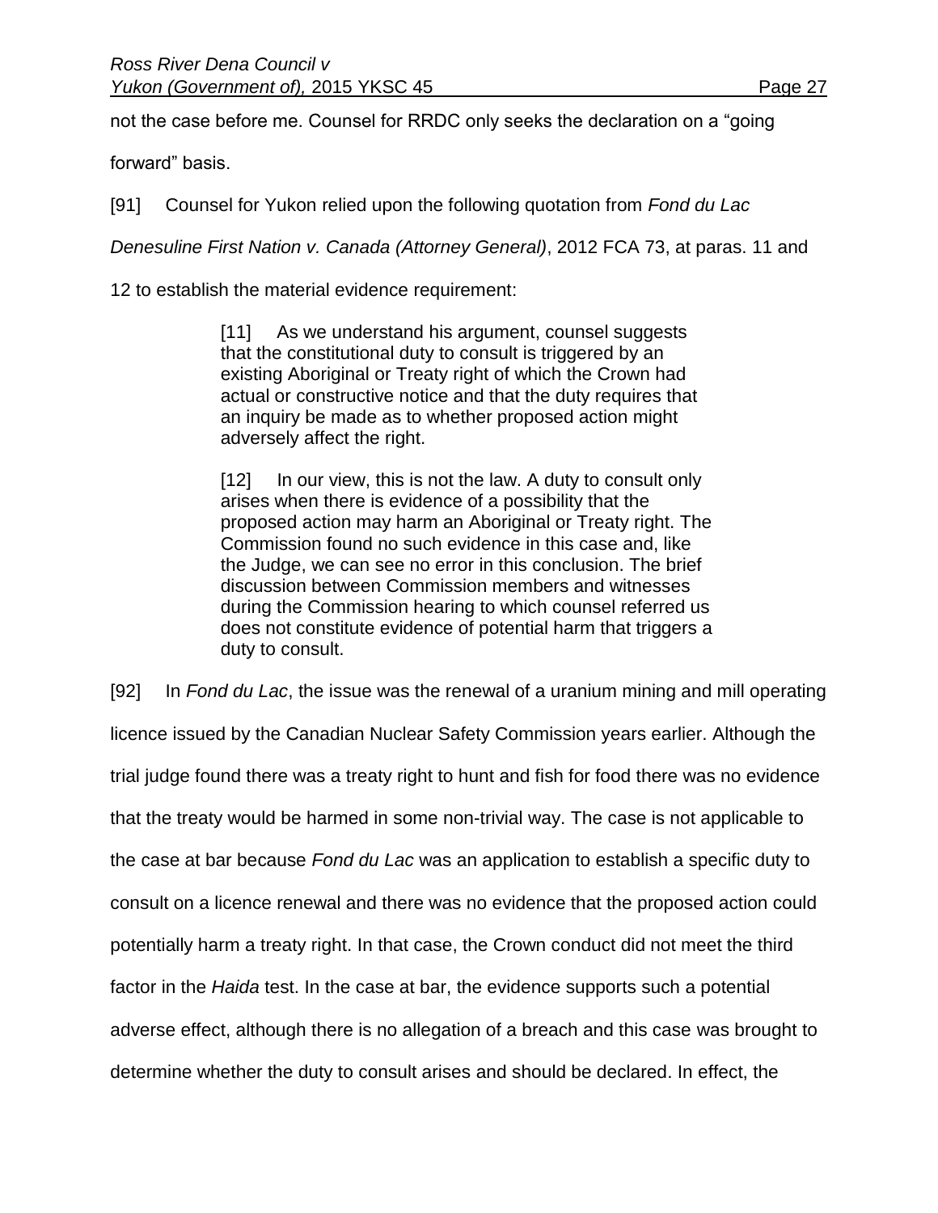not the case before me. Counsel for RRDC only seeks the declaration on a "going forward" basis.

[91] Counsel for Yukon relied upon the following quotation from *Fond du Lac Denesuline First Nation v. Canada (Attorney General)*, 2012 FCA 73, at paras. 11 and 12 to establish the material evidence requirement:

> [11] As we understand his argument, counsel suggests that the constitutional duty to consult is triggered by an existing Aboriginal or Treaty right of which the Crown had actual or constructive notice and that the duty requires that an inquiry be made as to whether proposed action might adversely affect the right.
>
> [12] In our view, this is not the law. A duty to consult only arises when there is evidence of a possibility that the proposed action may harm an Aboriginal or Treaty right. The Commission found no such evidence in this case and, like the Judge, we can see no error in this conclusion. The brief discussion between Commission members and witnesses during the Commission hearing to which counsel referred us does not constitute evidence of potential harm that triggers a duty to consult.

[92] In *Fond du Lac*, the issue was the renewal of a uranium mining and mill operating licence issued by the Canadian Nuclear Safety Commission years earlier. Although the trial judge found there was a treaty right to hunt and fish for food there was no evidence that the treaty would be harmed in some non-trivial way. The case is not applicable to the case at bar because *Fond du Lac* was an application to establish a specific duty to consult on a licence renewal and there was no evidence that the proposed action could potentially harm a treaty right. In that case, the Crown conduct did not meet the third factor in the *Haida* test. In the case at bar, the evidence supports such a potential adverse effect, although there is no allegation of a breach and this case was brought to determine whether the duty to consult arises and should be declared. In effect, the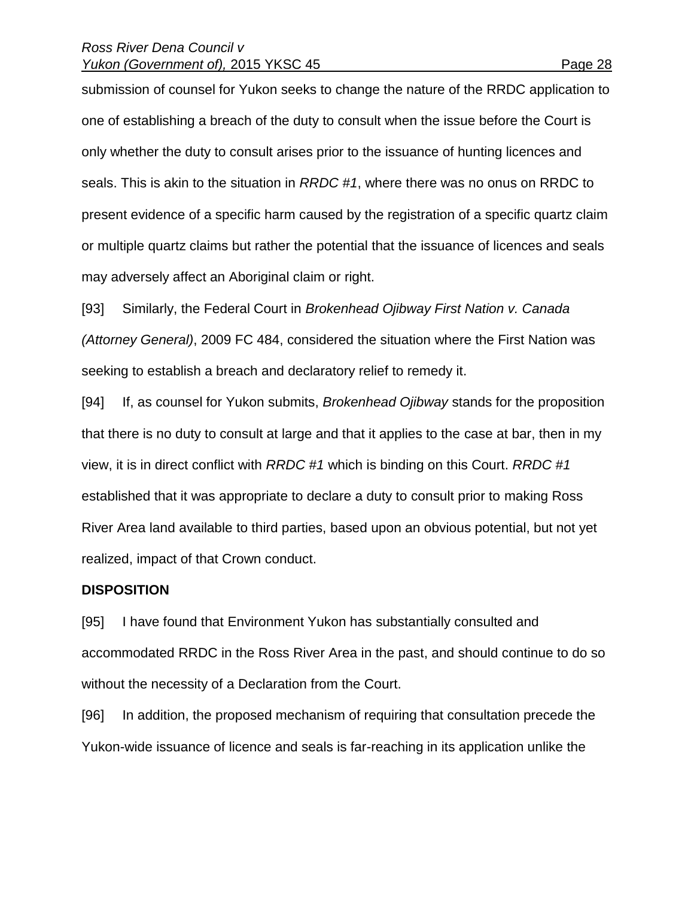submission of counsel for Yukon seeks to change the nature of the RRDC application to one of establishing a breach of the duty to consult when the issue before the Court is only whether the duty to consult arises prior to the issuance of hunting licences and seals. This is akin to the situation in *RRDC #1*, where there was no onus on RRDC to present evidence of a specific harm caused by the registration of a specific quartz claim or multiple quartz claims but rather the potential that the issuance of licences and seals may adversely affect an Aboriginal claim or right.

[93] Similarly, the Federal Court in *Brokenhead Ojibway First Nation v. Canada (Attorney General)*, 2009 FC 484, considered the situation where the First Nation was seeking to establish a breach and declaratory relief to remedy it.

[94] If, as counsel for Yukon submits, *Brokenhead Ojibway* stands for the proposition that there is no duty to consult at large and that it applies to the case at bar, then in my view, it is in direct conflict with *RRDC #1* which is binding on this Court. *RRDC #1* established that it was appropriate to declare a duty to consult prior to making Ross River Area land available to third parties, based upon an obvious potential, but not yet realized, impact of that Crown conduct.

**DISPOSITION**

[95] I have found that Environment Yukon has substantially consulted and accommodated RRDC in the Ross River Area in the past, and should continue to do so without the necessity of a Declaration from the Court.

[96] In addition, the proposed mechanism of requiring that consultation precede the Yukon-wide issuance of licence and seals is far-reaching in its application unlike the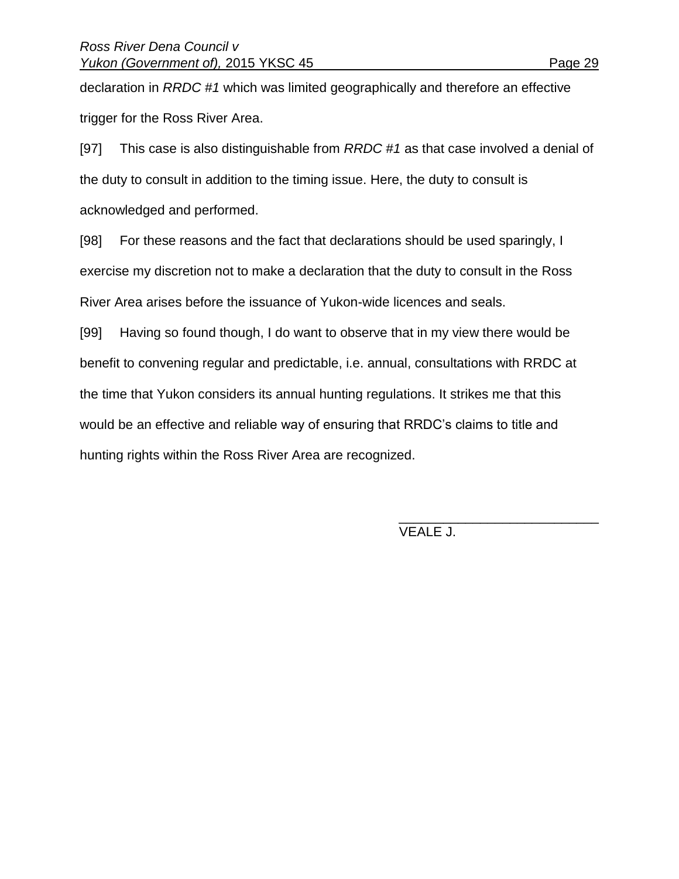declaration in *RRDC #1* which was limited geographically and therefore an effective trigger for the Ross River Area.

[97] This case is also distinguishable from *RRDC #1* as that case involved a denial of the duty to consult in addition to the timing issue. Here, the duty to consult is acknowledged and performed.

[98] For these reasons and the fact that declarations should be used sparingly, I exercise my discretion not to make a declaration that the duty to consult in the Ross River Area arises before the issuance of Yukon-wide licences and seals.

[99] Having so found though, I do want to observe that in my view there would be benefit to convening regular and predictable, i.e. annual, consultations with RRDC at the time that Yukon considers its annual hunting regulations. It strikes me that this would be an effective and reliable way of ensuring that RRDC's claims to title and hunting rights within the Ross River Area are recognized.

___________________________

VEALE J.